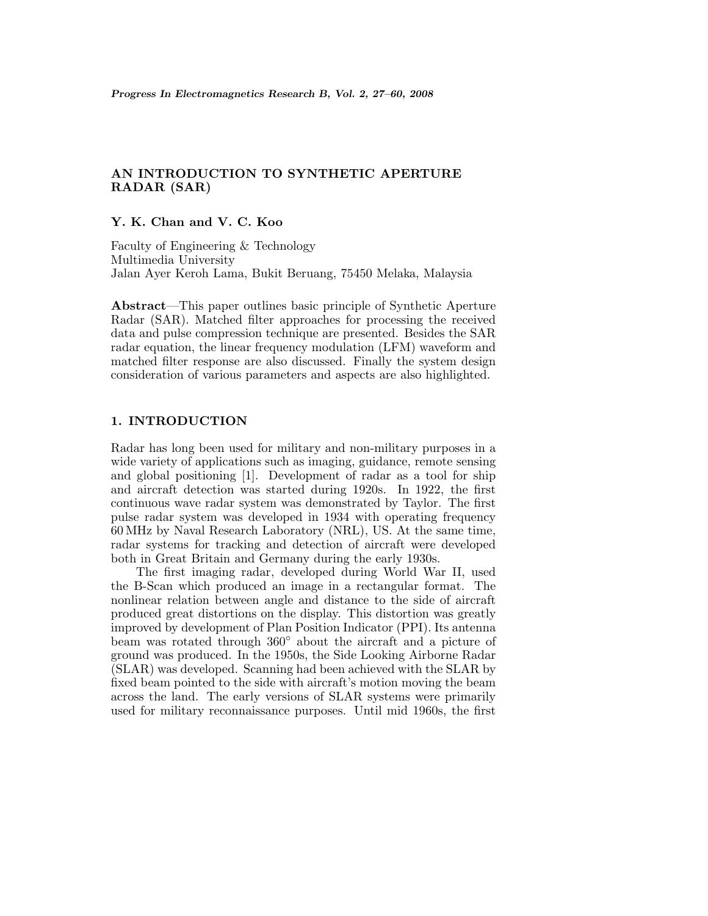# AN INTRODUCTION TO SYNTHETIC APERTURE RADAR (SAR)

**Y. K. Chan and V. C. Koo**

Faculty of Engineering & Technology
Multimedia University
Jalan Ayer Keroh Lama, Bukit Beruang, 75450 Melaka, Malaysia

**Abstract**—This paper outlines basic principle of Synthetic Aperture Radar (SAR). Matched filter approaches for processing the received data and pulse compression technique are presented. Besides the SAR radar equation, the linear frequency modulation (LFM) waveform and matched filter response are also discussed. Finally the system design consideration of various parameters and aspects are also highlighted.

## 1. INTRODUCTION

Radar has long been used for military and non-military purposes in a wide variety of applications such as imaging, guidance, remote sensing and global positioning [1]. Development of radar as a tool for ship and aircraft detection was started during 1920s. In 1922, the first continuous wave radar system was demonstrated by Taylor. The first pulse radar system was developed in 1934 with operating frequency 60 MHz by Naval Research Laboratory (NRL), US. At the same time, radar systems for tracking and detection of aircraft were developed both in Great Britain and Germany during the early 1930s.

The first imaging radar, developed during World War II, used the B-Scan which produced an image in a rectangular format. The nonlinear relation between angle and distance to the side of aircraft produced great distortions on the display. This distortion was greatly improved by development of Plan Position Indicator (PPI). Its antenna beam was rotated through 360° about the aircraft and a picture of ground was produced. In the 1950s, the Side Looking Airborne Radar (SLAR) was developed. Scanning had been achieved with the SLAR by fixed beam pointed to the side with aircraft's motion moving the beam across the land. The early versions of SLAR systems were primarily used for military reconnaissance purposes. Until mid 1960s, the first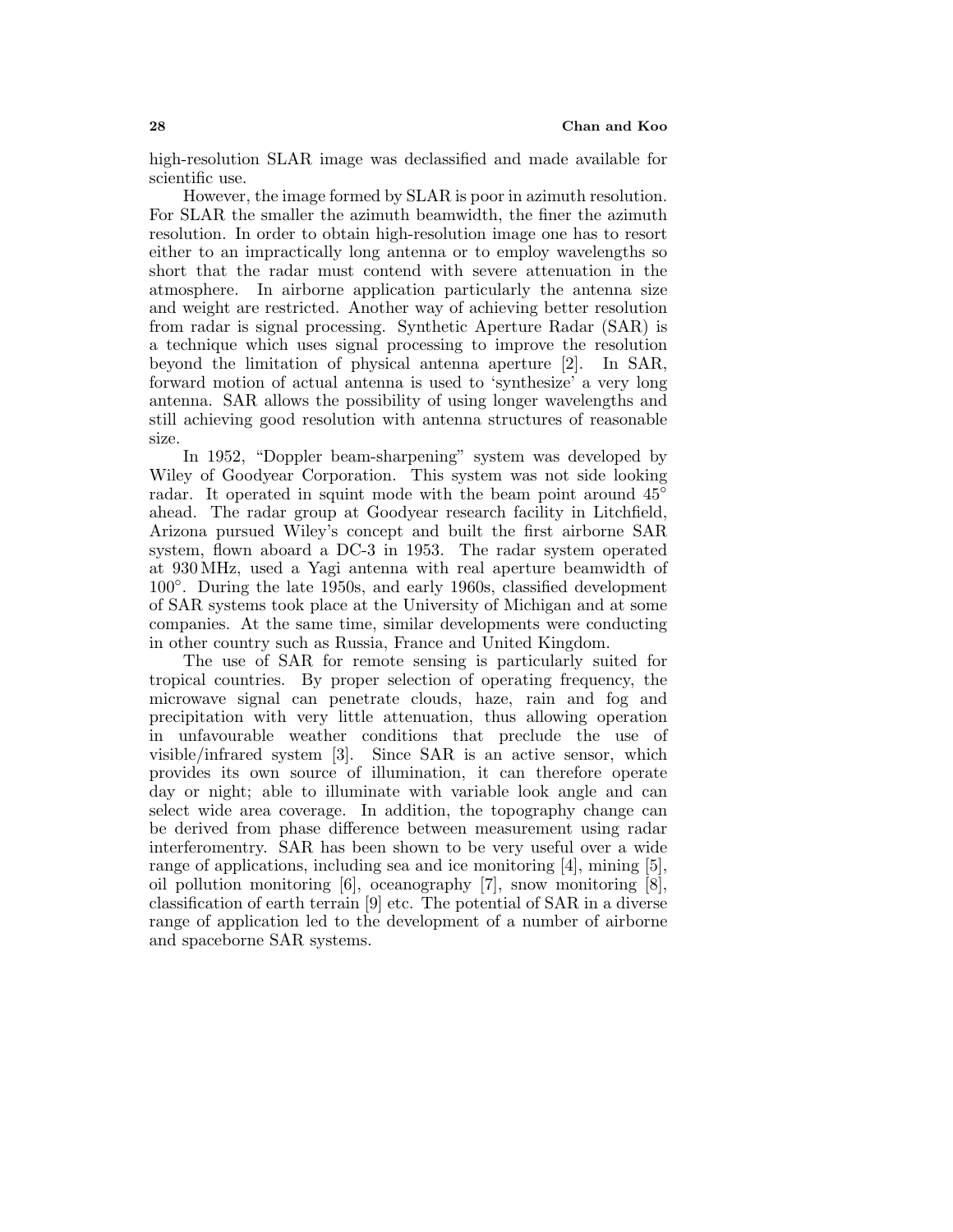high-resolution SLAR image was declassified and made available for scientific use.

However, the image formed by SLAR is poor in azimuth resolution. For SLAR the smaller the azimuth beamwidth, the finer the azimuth resolution. In order to obtain high-resolution image one has to resort either to an impractically long antenna or to employ wavelengths so short that the radar must contend with severe attenuation in the atmosphere. In airborne application particularly the antenna size and weight are restricted. Another way of achieving better resolution from radar is signal processing. Synthetic Aperture Radar (SAR) is a technique which uses signal processing to improve the resolution beyond the limitation of physical antenna aperture [2]. In SAR, forward motion of actual antenna is used to 'synthesize' a very long antenna. SAR allows the possibility of using longer wavelengths and still achieving good resolution with antenna structures of reasonable size.

In 1952, "Doppler beam-sharpening" system was developed by Wiley of Goodyear Corporation. This system was not side looking radar. It operated in squint mode with the beam point around 45° ahead. The radar group at Goodyear research facility in Litchfield, Arizona pursued Wiley's concept and built the first airborne SAR system, flown aboard a DC-3 in 1953. The radar system operated at 930 MHz, used a Yagi antenna with real aperture beamwidth of 100°. During the late 1950s, and early 1960s, classified development of SAR systems took place at the University of Michigan and at some companies. At the same time, similar developments were conducting in other country such as Russia, France and United Kingdom.

The use of SAR for remote sensing is particularly suited for tropical countries. By proper selection of operating frequency, the microwave signal can penetrate clouds, haze, rain and fog and precipitation with very little attenuation, thus allowing operation in unfavourable weather conditions that preclude the use of visible/infrared system [3]. Since SAR is an active sensor, which provides its own source of illumination, it can therefore operate day or night; able to illuminate with variable look angle and can select wide area coverage. In addition, the topography change can be derived from phase difference between measurement using radar interferomentry. SAR has been shown to be very useful over a wide range of applications, including sea and ice monitoring [4], mining [5], oil pollution monitoring [6], oceanography [7], snow monitoring [8], classification of earth terrain [9] etc. The potential of SAR in a diverse range of application led to the development of a number of airborne and spaceborne SAR systems.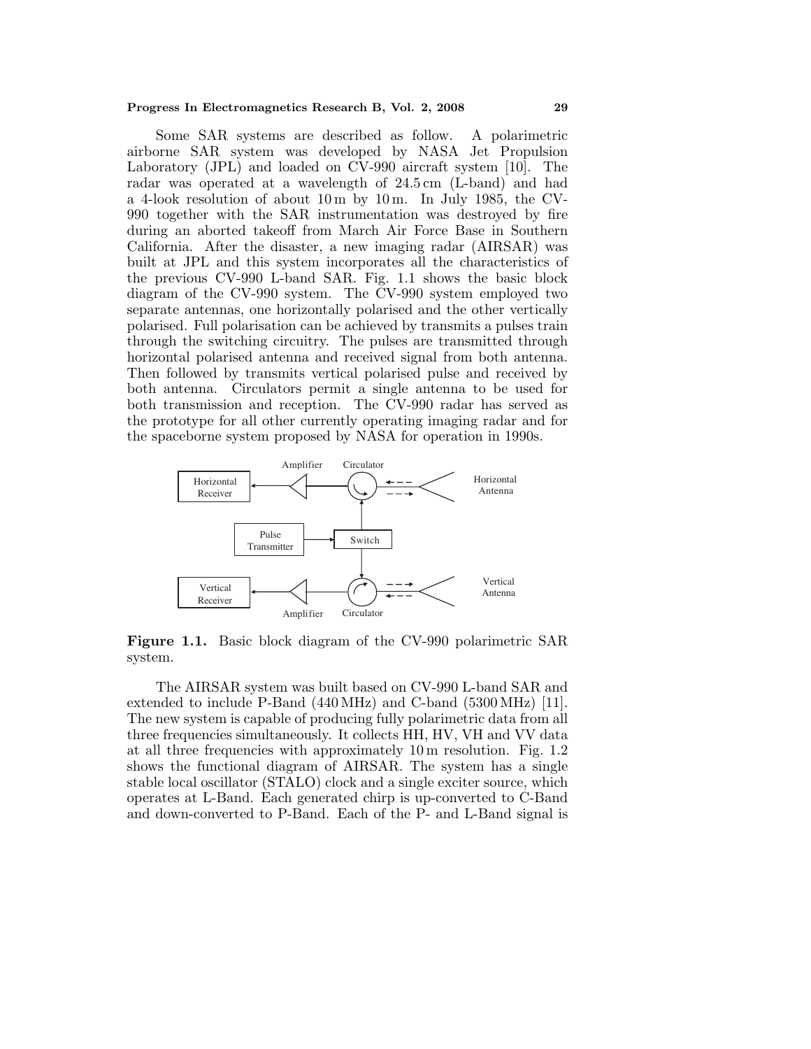Some SAR systems are described as follow. A polarimetric airborne SAR system was developed by NASA Jet Propulsion Laboratory (JPL) and loaded on CV-990 aircraft system [10]. The radar was operated at a wavelength of 24.5 cm (L-band) and had a 4-look resolution of about 10 m by 10 m. In July 1985, the CV-990 together with the SAR instrumentation was destroyed by fire during an aborted takeoff from March Air Force Base in Southern California. After the disaster, a new imaging radar (AIRSAR) was built at JPL and this system incorporates all the characteristics of the previous CV-990 L-band SAR. Fig. 1.1 shows the basic block diagram of the CV-990 system. The CV-990 system employed two separate antennas, one horizontally polarised and the other vertically polarised. Full polarisation can be achieved by transmits a pulses train through the switching circuitry. The pulses are transmitted through horizontal polarised antenna and received signal from both antenna. Then followed by transmits vertical polarised pulse and received by both antenna. Circulators permit a single antenna to be used for both transmission and reception. The CV-990 radar has served as the prototype for all other currently operating imaging radar and for the spaceborne system proposed by NASA for operation in 1990s.

**Figure 1.1.** Basic block diagram of the CV-990 polarimetric SAR system.

The AIRSAR system was built based on CV-990 L-band SAR and extended to include P-Band (440 MHz) and C-band (5300 MHz) [11]. The new system is capable of producing fully polarimetric data from all three frequencies simultaneously. It collects HH, HV, VH and VV data at all three frequencies with approximately 10 m resolution. Fig. 1.2 shows the functional diagram of AIRSAR. The system has a single stable local oscillator (STALO) clock and a single exciter source, which operates at L-Band. Each generated chirp is up-converted to C-Band and down-converted to P-Band. Each of the P- and L-Band signal is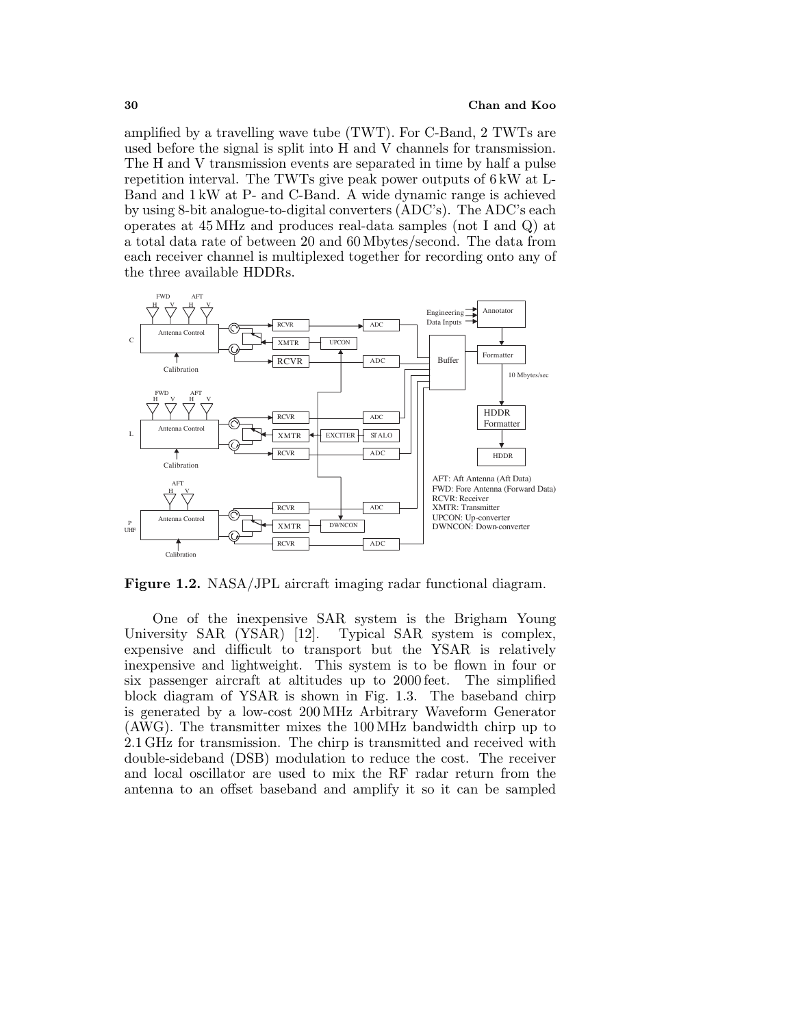amplified by a travelling wave tube (TWT). For C-Band, 2 TWTs are used before the signal is split into H and V channels for transmission. The H and V transmission events are separated in time by half a pulse repetition interval. The TWTs give peak power outputs of 6 kW at L-Band and 1 kW at P- and C-Band. A wide dynamic range is achieved by using 8-bit analogue-to-digital converters (ADC's). The ADC's each operates at 45 MHz and produces real-data samples (not I and Q) at a total data rate of between 20 and 60 Mbytes/second. The data from each receiver channel is multiplexed together for recording onto any of the three available HDDRs.

**Figure 1.2.** NASA/JPL aircraft imaging radar functional diagram.

One of the inexpensive SAR system is the Brigham Young University SAR (YSAR) [12]. Typical SAR system is complex, expensive and difficult to transport but the YSAR is relatively inexpensive and lightweight. This system is to be flown in four or six passenger aircraft at altitudes up to 2000 feet. The simplified block diagram of YSAR is shown in Fig. 1.3. The baseband chirp is generated by a low-cost 200 MHz Arbitrary Waveform Generator (AWG). The transmitter mixes the 100 MHz bandwidth chirp up to 2.1 GHz for transmission. The chirp is transmitted and received with double-sideband (DSB) modulation to reduce the cost. The receiver and local oscillator are used to mix the RF radar return from the antenna to an offset baseband and amplify it so it can be sampled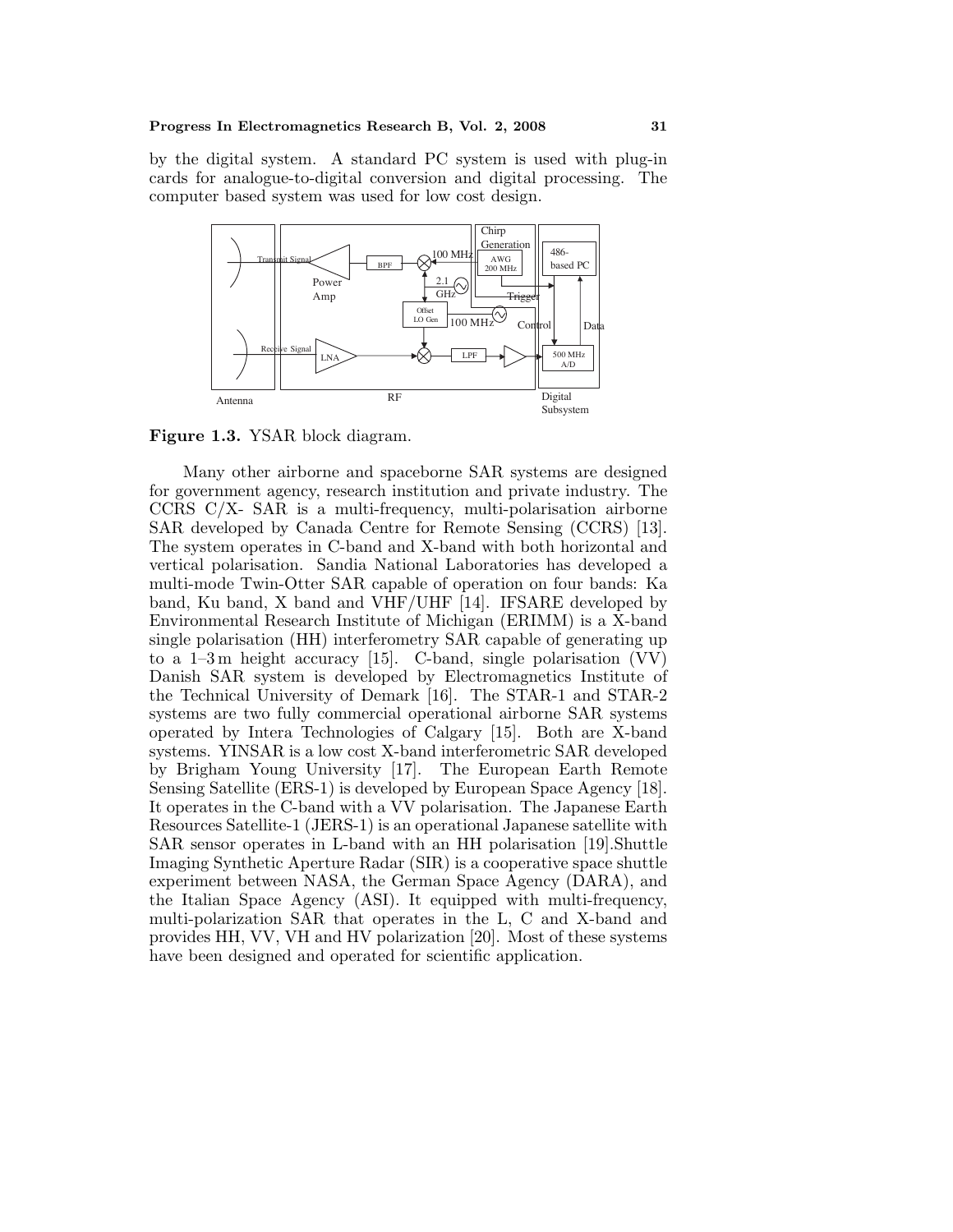by the digital system. A standard PC system is used with plug-in cards for analogue-to-digital conversion and digital processing. The computer based system was used for low cost design.

**Figure 1.3.** YSAR block diagram.

Many other airborne and spaceborne SAR systems are designed for government agency, research institution and private industry. The CCRS C/X- SAR is a multi-frequency, multi-polarisation airborne SAR developed by Canada Centre for Remote Sensing (CCRS) [13]. The system operates in C-band and X-band with both horizontal and vertical polarisation. Sandia National Laboratories has developed a multi-mode Twin-Otter SAR capable of operation on four bands: Ka band, Ku band, X band and VHF/UHF [14]. IFSARE developed by Environmental Research Institute of Michigan (ERIMM) is a X-band single polarisation (HH) interferometry SAR capable of generating up to a 1–3 m height accuracy [15]. C-band, single polarisation (VV) Danish SAR system is developed by Electromagnetics Institute of the Technical University of Demark [16]. The STAR-1 and STAR-2 systems are two fully commercial operational airborne SAR systems operated by Intera Technologies of Calgary [15]. Both are X-band systems. YINSAR is a low cost X-band interferometric SAR developed by Brigham Young University [17]. The European Earth Remote Sensing Satellite (ERS-1) is developed by European Space Agency [18]. It operates in the C-band with a VV polarisation. The Japanese Earth Resources Satellite-1 (JERS-1) is an operational Japanese satellite with SAR sensor operates in L-band with an HH polarisation [19].Shuttle Imaging Synthetic Aperture Radar (SIR) is a cooperative space shuttle experiment between NASA, the German Space Agency (DARA), and the Italian Space Agency (ASI). It equipped with multi-frequency, multi-polarization SAR that operates in the L, C and X-band and provides HH, VV, VH and HV polarization [20]. Most of these systems have been designed and operated for scientific application.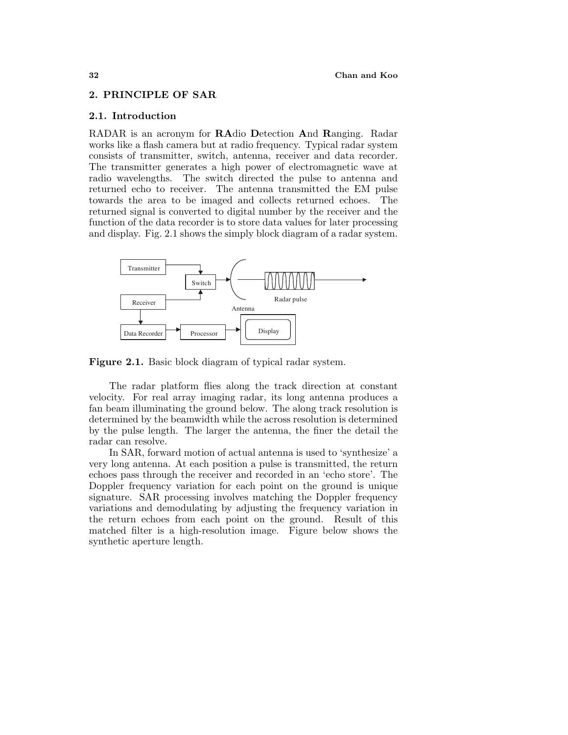## 2. PRINCIPLE OF SAR

### 2.1. Introduction

RADAR is an acronym for **RA**dio **D**etection **A**nd **R**anging. Radar works like a flash camera but at radio frequency. Typical radar system consists of transmitter, switch, antenna, receiver and data recorder. The transmitter generates a high power of electromagnetic wave at radio wavelengths. The switch directed the pulse to antenna and returned echo to receiver. The antenna transmitted the EM pulse towards the area to be imaged and collects returned echoes. The returned signal is converted to digital number by the receiver and the function of the data recorder is to store data values for later processing and display. Fig. 2.1 shows the simply block diagram of a radar system.

**Figure 2.1.** Basic block diagram of typical radar system.

The radar platform flies along the track direction at constant velocity. For real array imaging radar, its long antenna produces a fan beam illuminating the ground below. The along track resolution is determined by the beamwidth while the across resolution is determined by the pulse length. The larger the antenna, the finer the detail the radar can resolve.

In SAR, forward motion of actual antenna is used to 'synthesize' a very long antenna. At each position a pulse is transmitted, the return echoes pass through the receiver and recorded in an 'echo store'. The Doppler frequency variation for each point on the ground is unique signature. SAR processing involves matching the Doppler frequency variations and demodulating by adjusting the frequency variation in the return echoes from each point on the ground. Result of this matched filter is a high-resolution image. Figure below shows the synthetic aperture length.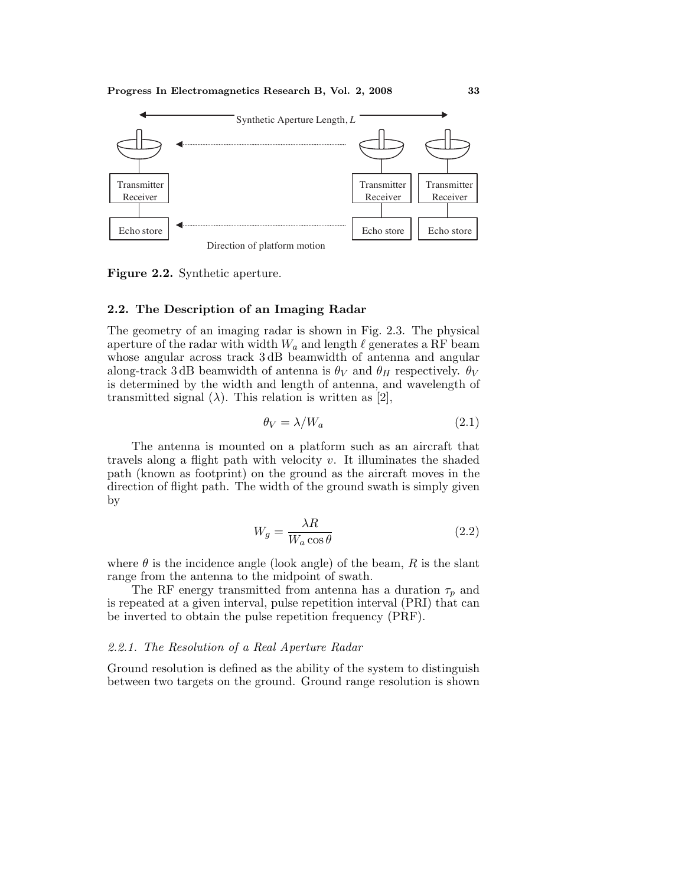Synthetic Aperture Length, $L$

Transmitter Receiver | Transmitter Receiver | Transmitter Receiver

Echo store | Echo store | Echo store

Direction of platform motion

**Figure 2.2.** Synthetic aperture.

### 2.2. The Description of an Imaging Radar

The geometry of an imaging radar is shown in Fig. 2.3. The physical aperture of the radar with width $W_a$ and length $\ell$ generates a RF beam whose angular across track 3 dB beamwidth of antenna and angular along-track 3 dB beamwidth of antenna is $\theta_V$ and $\theta_H$ respectively. $\theta_V$ is determined by the width and length of antenna, and wavelength of transmitted signal ($\lambda$). This relation is written as [2],

$$\theta_V = \lambda / W_a \tag{2.1}$$

The antenna is mounted on a platform such as an aircraft that travels along a flight path with velocity $v$. It illuminates the shaded path (known as footprint) on the ground as the aircraft moves in the direction of flight path. The width of the ground swath is simply given by

$$W_g = \frac{\lambda R}{W_a \cos\theta} \tag{2.2}$$

where $\theta$ is the incidence angle (look angle) of the beam, $R$ is the slant range from the antenna to the midpoint of swath.

The RF energy transmitted from antenna has a duration $\tau_p$ and is repeated at a given interval, pulse repetition interval (PRI) that can be inverted to obtain the pulse repetition frequency (PRF).

#### *2.2.1. The Resolution of a Real Aperture Radar*

Ground resolution is defined as the ability of the system to distinguish between two targets on the ground. Ground range resolution is shown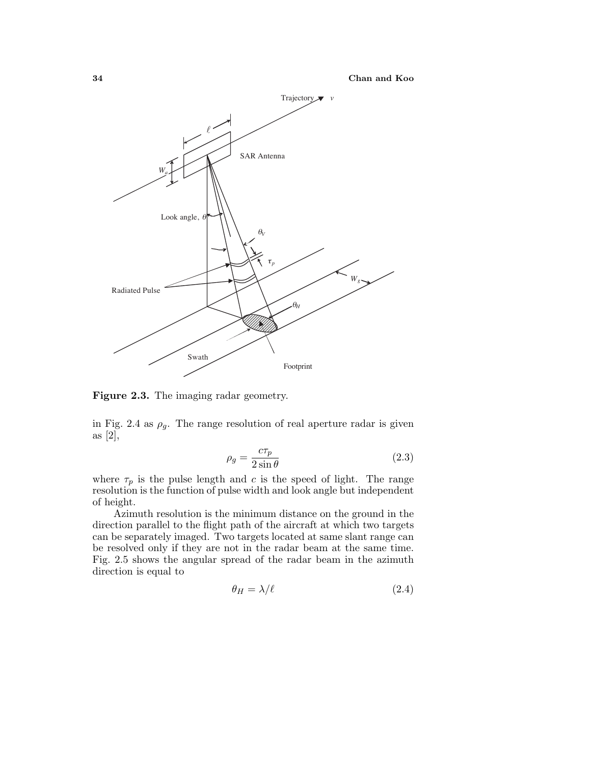**Figure 2.3.** The imaging radar geometry.

in Fig. 2.4 as $\rho_g$. The range resolution of real aperture radar is given as [2],

$$\rho_g = \frac{c\tau_p}{2\sin\theta} \tag{2.3}$$

where $\tau_p$ is the pulse length and $c$ is the speed of light. The range resolution is the function of pulse width and look angle but independent of height.

Azimuth resolution is the minimum distance on the ground in the direction parallel to the flight path of the aircraft at which two targets can be separately imaged. Two targets located at same slant range can be resolved only if they are not in the radar beam at the same time. Fig. 2.5 shows the angular spread of the radar beam in the azimuth direction is equal to

$$\theta_H = \lambda/\ell \tag{2.4}$$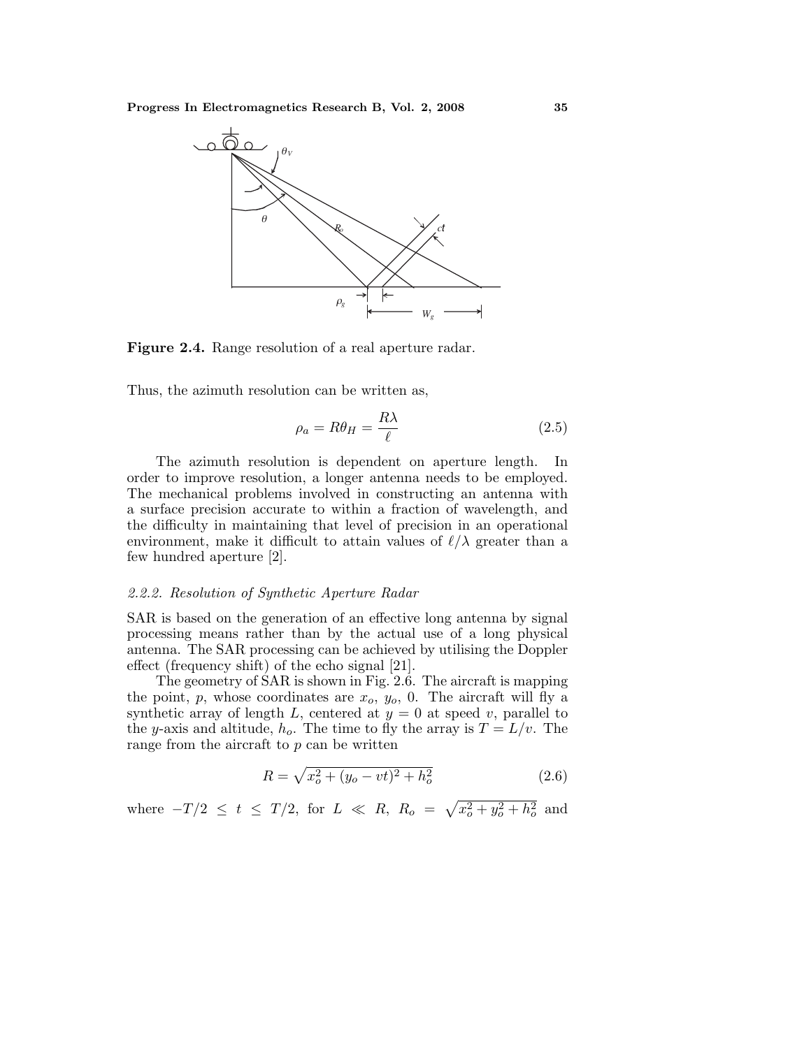**Figure 2.4.** Range resolution of a real aperture radar.

Thus, the azimuth resolution can be written as,

$$\rho_a = R\theta_H = \frac{R\lambda}{\ell} \tag{2.5}$$

The azimuth resolution is dependent on aperture length. In order to improve resolution, a longer antenna needs to be employed. The mechanical problems involved in constructing an antenna with a surface precision accurate to within a fraction of wavelength, and the difficulty in maintaining that level of precision in an operational environment, make it difficult to attain values of $\ell/\lambda$ greater than a few hundred aperture [2].

### *2.2.2. Resolution of Synthetic Aperture Radar*

SAR is based on the generation of an effective long antenna by signal processing means rather than by the actual use of a long physical antenna. The SAR processing can be achieved by utilising the Doppler effect (frequency shift) of the echo signal [21].

The geometry of SAR is shown in Fig. 2.6. The aircraft is mapping the point, $p$, whose coordinates are $x_o$, $y_o$, 0. The aircraft will fly a synthetic array of length $L$, centered at $y = 0$ at speed $v$, parallel to the $y$-axis and altitude, $h_o$. The time to fly the array is $T = L/v$. The range from the aircraft to $p$ can be written

$$R = \sqrt{x_o^2 + (y_o - vt)^2 + h_o^2} \tag{2.6}$$

where $-T/2 \leq t \leq T/2$, for $L \ll R$, $R_o = \sqrt{x_o^2 + y_o^2 + h_o^2}$ and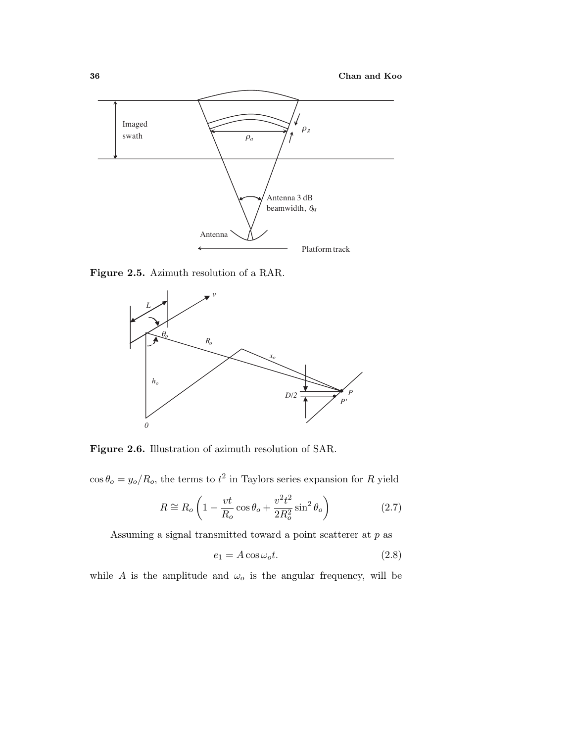**Figure 2.5.** Azimuth resolution of a RAR.

**Figure 2.6.** Illustration of azimuth resolution of SAR.

$\cos\theta_o = y_o/R_o$, the terms to $t^2$ in Taylors series expansion for $R$ yield

$$R \cong R_o\left(1 - \frac{vt}{R_o}\cos\theta_o + \frac{v^2t^2}{2R_o^2}\sin^2\theta_o\right) \tag{2.7}$$

Assuming a signal transmitted toward a point scatterer at $p$ as

$$e_1 = A\cos\omega_o t. \tag{2.8}$$

while $A$ is the amplitude and $\omega_o$ is the angular frequency, will be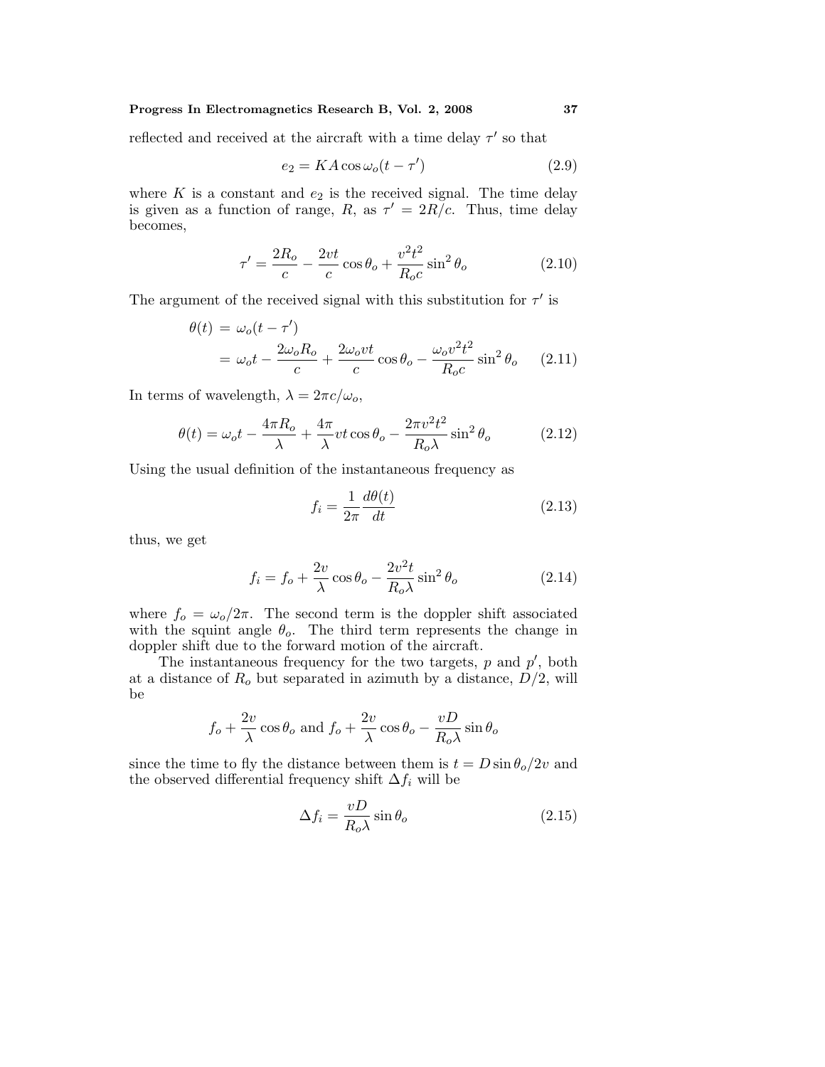reflected and received at the aircraft with a time delay $\tau'$ so that

$$e_2 = KA \cos \omega_o (t - \tau') \tag{2.9}$$

where $K$ is a constant and $e_2$ is the received signal. The time delay is given as a function of range, $R$, as $\tau' = 2R/c$. Thus, time delay becomes,

$$\tau' = \frac{2R_o}{c} - \frac{2vt}{c} \cos \theta_o + \frac{v^2 t^2}{R_o c} \sin^2 \theta_o \tag{2.10}$$

The argument of the received signal with this substitution for $\tau'$ is

$$\begin{aligned} \theta(t) &= \omega_o (t - \tau') \\ &= \omega_o t - \frac{2\omega_o R_o}{c} + \frac{2\omega_o vt}{c} \cos \theta_o - \frac{\omega_o v^2 t^2}{R_o c} \sin^2 \theta_o \end{aligned} \tag{2.11}$$

In terms of wavelength, $\lambda = 2\pi c/\omega_o$,

$$\theta(t) = \omega_o t - \frac{4\pi R_o}{\lambda} + \frac{4\pi}{\lambda} vt \cos \theta_o - \frac{2\pi v^2 t^2}{R_o \lambda} \sin^2 \theta_o \tag{2.12}$$

Using the usual definition of the instantaneous frequency as

$$f_i = \frac{1}{2\pi} \frac{d\theta(t)}{dt} \tag{2.13}$$

thus, we get

$$f_i = f_o + \frac{2v}{\lambda} \cos \theta_o - \frac{2v^2 t}{R_o \lambda} \sin^2 \theta_o \tag{2.14}$$

where $f_o = \omega_o/2\pi$. The second term is the doppler shift associated with the squint angle $\theta_o$. The third term represents the change in doppler shift due to the forward motion of the aircraft.

The instantaneous frequency for the two targets, $p$ and $p'$, both at a distance of $R_o$ but separated in azimuth by a distance, $D/2$, will be

$$f_o + \frac{2v}{\lambda} \cos \theta_o \text{ and } f_o + \frac{2v}{\lambda} \cos \theta_o - \frac{vD}{R_o \lambda} \sin \theta_o$$

since the time to fly the distance between them is $t = D \sin \theta_o / 2v$ and the observed differential frequency shift $\Delta f_i$ will be

$$\Delta f_i = \frac{vD}{R_o \lambda} \sin \theta_o \tag{2.15}$$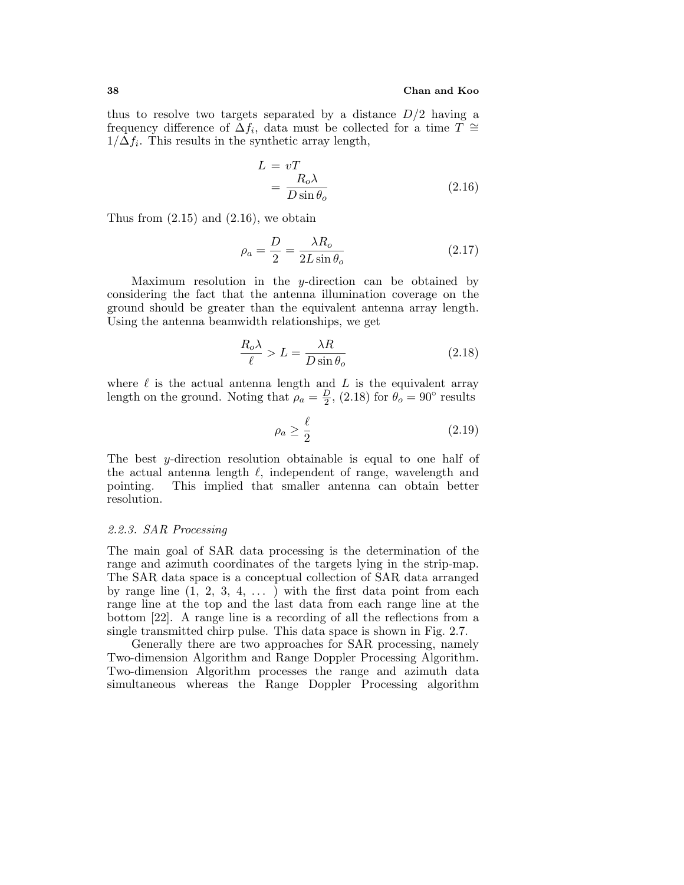thus to resolve two targets separated by a distance $D/2$ having a frequency difference of $\Delta f_i$, data must be collected for a time $T \cong 1/\Delta f_i$. This results in the synthetic array length,

$$
\begin{aligned}
L &= vT \\
&= \frac{R_o \lambda}{D \sin \theta_o}
\end{aligned}
\tag{2.16}
$$

Thus from (2.15) and (2.16), we obtain

$$
\rho_a = \frac{D}{2} = \frac{\lambda R_o}{2L \sin \theta_o} \tag{2.17}
$$

Maximum resolution in the $y$-direction can be obtained by considering the fact that the antenna illumination coverage on the ground should be greater than the equivalent antenna array length. Using the antenna beamwidth relationships, we get

$$
\frac{R_o \lambda}{\ell} > L = \frac{\lambda R}{D \sin \theta_o} \tag{2.18}
$$

where $\ell$ is the actual antenna length and $L$ is the equivalent array length on the ground. Noting that $\rho_a = \frac{D}{2}$, (2.18) for $\theta_o = 90^\circ$ results

$$
\rho_a \geq \frac{\ell}{2} \tag{2.19}
$$

The best $y$-direction resolution obtainable is equal to one half of the actual antenna length $\ell$, independent of range, wavelength and pointing. This implied that smaller antenna can obtain better resolution.

### *2.2.3. SAR Processing*

The main goal of SAR data processing is the determination of the range and azimuth coordinates of the targets lying in the strip-map. The SAR data space is a conceptual collection of SAR data arranged by range line (1, 2, 3, 4, ... ) with the first data point from each range line at the top and the last data from each range line at the bottom [22]. A range line is a recording of all the reflections from a single transmitted chirp pulse. This data space is shown in Fig. 2.7.

Generally there are two approaches for SAR processing, namely Two-dimension Algorithm and Range Doppler Processing Algorithm. Two-dimension Algorithm processes the range and azimuth data simultaneous whereas the Range Doppler Processing algorithm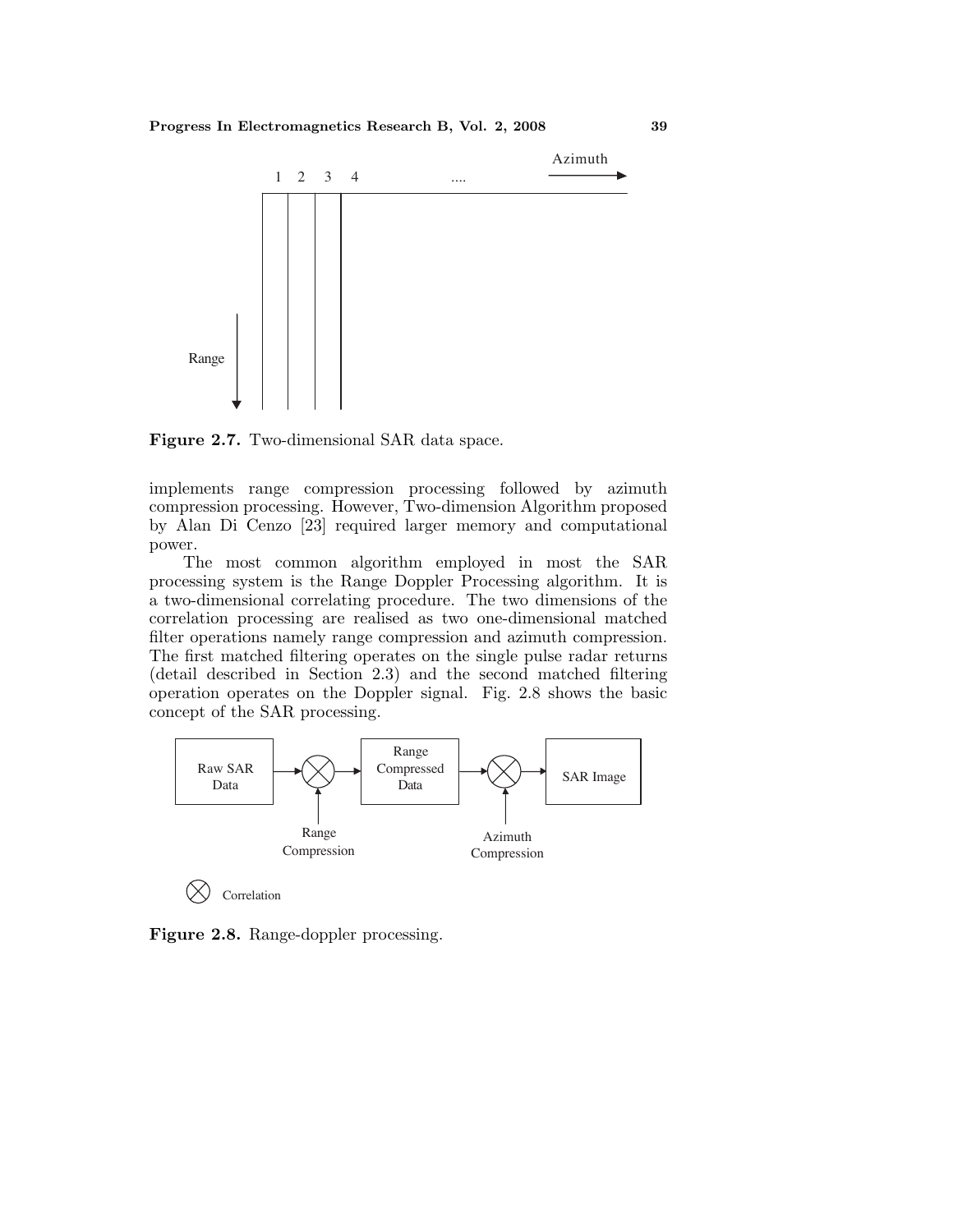Figure 2.7. Two-dimensional SAR data space.

implements range compression processing followed by azimuth compression processing. However, Two-dimension Algorithm proposed by Alan Di Cenzo [23] required larger memory and computational power.

The most common algorithm employed in most the SAR processing system is the Range Doppler Processing algorithm. It is a two-dimensional correlating procedure. The two dimensions of the correlation processing are realised as two one-dimensional matched filter operations namely range compression and azimuth compression. The first matched filtering operates on the single pulse radar returns (detail described in Section 2.3) and the second matched filtering operation operates on the Doppler signal. Fig. 2.8 shows the basic concept of the SAR processing.

Figure 2.8. Range-doppler processing.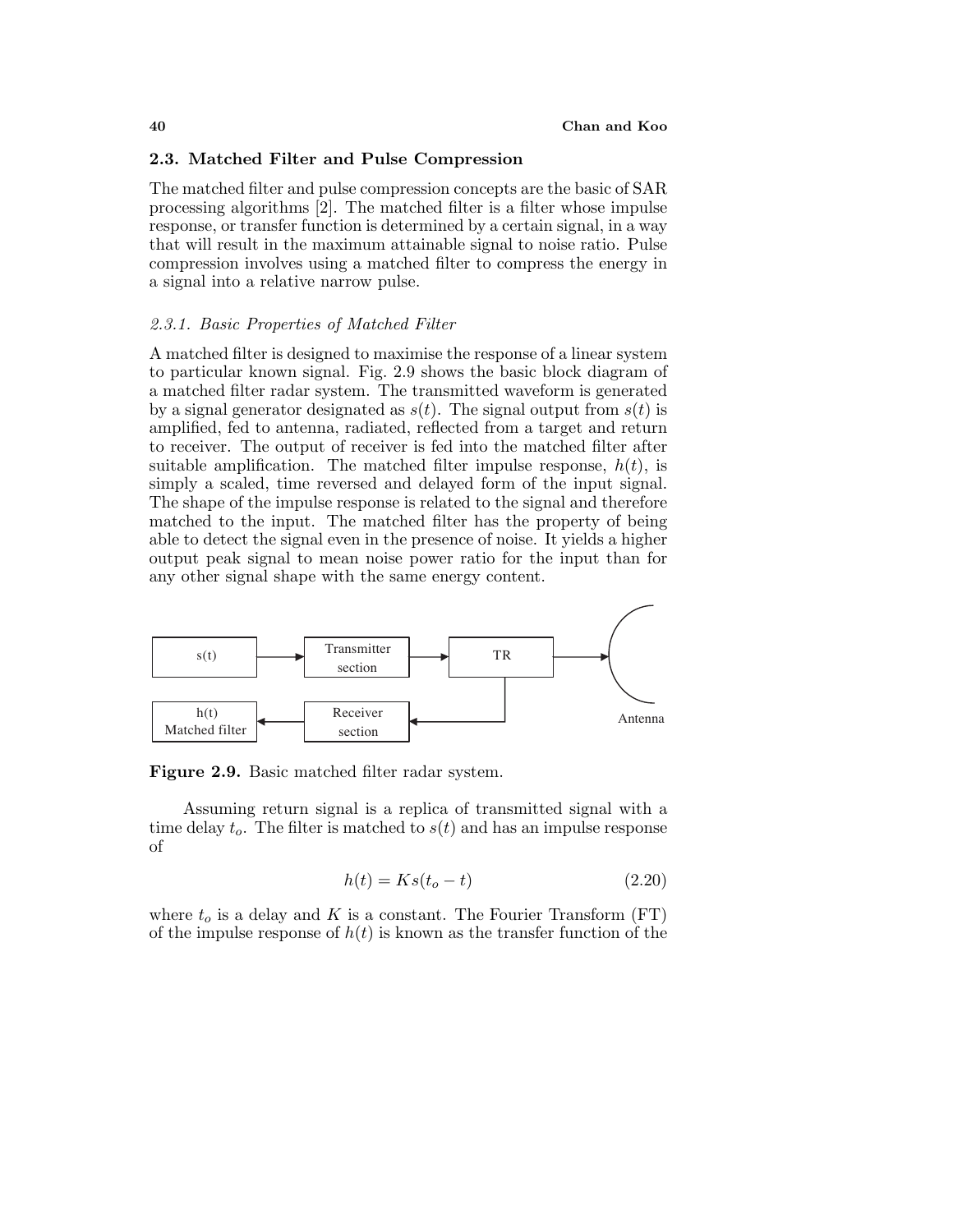## 2.3. Matched Filter and Pulse Compression

The matched filter and pulse compression concepts are the basic of SAR processing algorithms [2]. The matched filter is a filter whose impulse response, or transfer function is determined by a certain signal, in a way that will result in the maximum attainable signal to noise ratio. Pulse compression involves using a matched filter to compress the energy in a signal into a relative narrow pulse.

### *2.3.1. Basic Properties of Matched Filter*

A matched filter is designed to maximise the response of a linear system to particular known signal. Fig. 2.9 shows the basic block diagram of a matched filter radar system. The transmitted waveform is generated by a signal generator designated as $s(t)$. The signal output from $s(t)$ is amplified, fed to antenna, radiated, reflected from a target and return to receiver. The output of receiver is fed into the matched filter after suitable amplification. The matched filter impulse response, $h(t)$, is simply a scaled, time reversed and delayed form of the input signal. The shape of the impulse response is related to the signal and therefore matched to the input. The matched filter has the property of being able to detect the signal even in the presence of noise. It yields a higher output peak signal to mean noise power ratio for the input than for any other signal shape with the same energy content.

**Figure 2.9.** Basic matched filter radar system.

Assuming return signal is a replica of transmitted signal with a time delay $t_o$. The filter is matched to $s(t)$ and has an impulse response of

$$h(t) = Ks(t_o - t) \tag{2.20}$$

where $t_o$ is a delay and $K$ is a constant. The Fourier Transform (FT) of the impulse response of $h(t)$ is known as the transfer function of the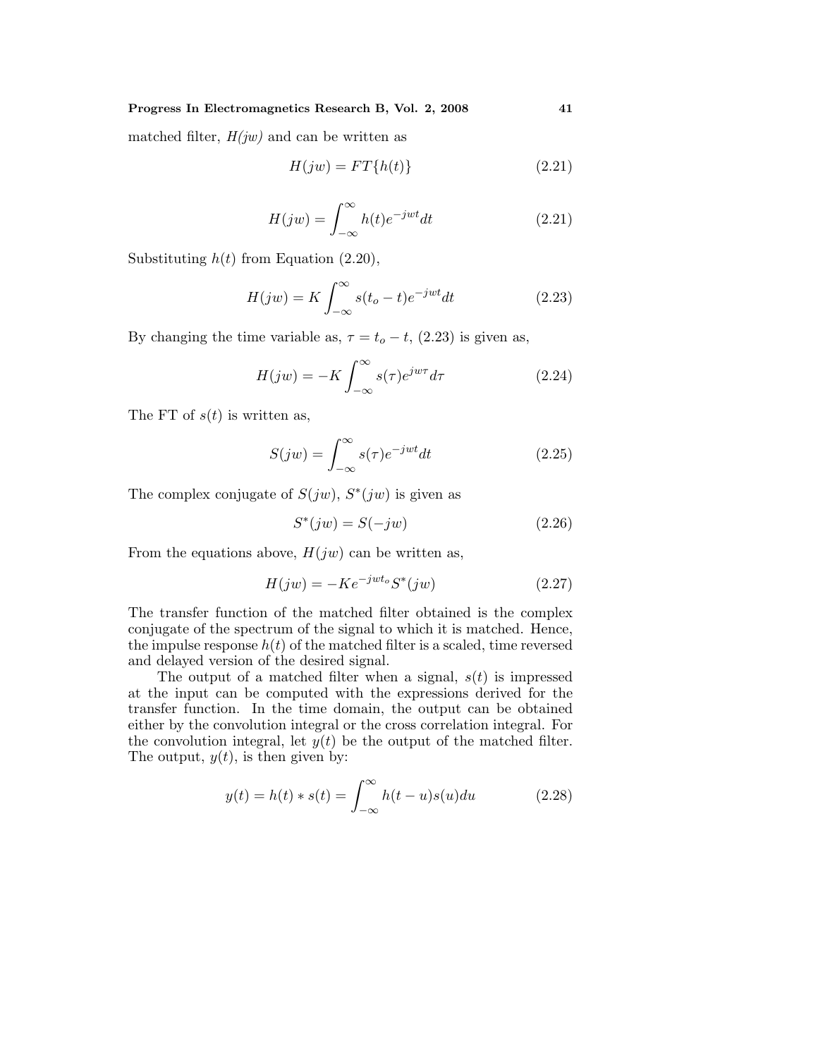matched filter, *H(jw)* and can be written as

$$H(jw) = FT\{h(t)\} \tag{2.21}$$

$$H(jw) = \int_{-\infty}^{\infty} h(t)e^{-jwt}dt \tag{2.21}$$

Substituting $h(t)$ from Equation (2.20),

$$H(jw) = K\int_{-\infty}^{\infty} s(t_o - t)e^{-jwt}dt \tag{2.23}$$

By changing the time variable as, $\tau = t_o - t$, (2.23) is given as,

$$H(jw) = -K\int_{-\infty}^{\infty} s(\tau)e^{jw\tau}d\tau \tag{2.24}$$

The FT of $s(t)$ is written as,

$$S(jw) = \int_{-\infty}^{\infty} s(\tau)e^{-jwt}dt \tag{2.25}$$

The complex conjugate of $S(jw)$, $S^*(jw)$ is given as

$$S^*(jw) = S(-jw) \tag{2.26}$$

From the equations above, $H(jw)$ can be written as,

$$H(jw) = -Ke^{-jwt_o}S^*(jw) \tag{2.27}$$

The transfer function of the matched filter obtained is the complex conjugate of the spectrum of the signal to which it is matched. Hence, the impulse response $h(t)$ of the matched filter is a scaled, time reversed and delayed version of the desired signal.

The output of a matched filter when a signal, $s(t)$ is impressed at the input can be computed with the expressions derived for the transfer function. In the time domain, the output can be obtained either by the convolution integral or the cross correlation integral. For the convolution integral, let $y(t)$ be the output of the matched filter. The output, $y(t)$, is then given by:

$$y(t) = h(t) * s(t) = \int_{-\infty}^{\infty} h(t-u)s(u)du \tag{2.28}$$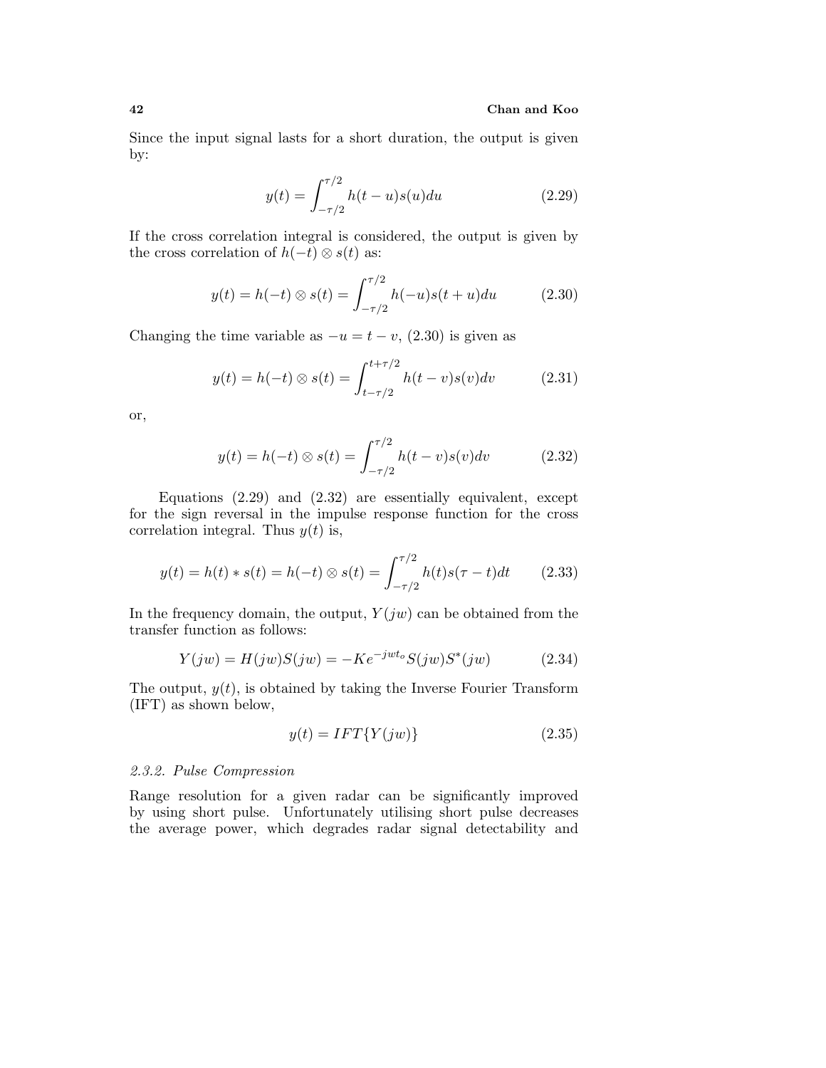Since the input signal lasts for a short duration, the output is given by:

$$y(t) = \int_{-\tau/2}^{\tau/2} h(t-u)s(u)du \tag{2.29}$$

If the cross correlation integral is considered, the output is given by the cross correlation of $h(-t) \otimes s(t)$ as:

$$y(t) = h(-t) \otimes s(t) = \int_{-\tau/2}^{\tau/2} h(-u)s(t+u)du \tag{2.30}$$

Changing the time variable as $-u = t - v$, (2.30) is given as

$$y(t) = h(-t) \otimes s(t) = \int_{t-\tau/2}^{t+\tau/2} h(t-v)s(v)dv \tag{2.31}$$

or,

$$y(t) = h(-t) \otimes s(t) = \int_{-\tau/2}^{\tau/2} h(t-v)s(v)dv \tag{2.32}$$

Equations (2.29) and (2.32) are essentially equivalent, except for the sign reversal in the impulse response function for the cross correlation integral. Thus $y(t)$ is,

$$y(t) = h(t) * s(t) = h(-t) \otimes s(t) = \int_{-\tau/2}^{\tau/2} h(t)s(\tau - t)dt \tag{2.33}$$

In the frequency domain, the output, $Y(jw)$ can be obtained from the transfer function as follows:

$$Y(jw) = H(jw)S(jw) = -Ke^{-jwt_o}S(jw)S^*(jw) \tag{2.34}$$

The output, $y(t)$, is obtained by taking the Inverse Fourier Transform (IFT) as shown below,

$$y(t) = IFT\{Y(jw)\} \tag{2.35}$$

### *2.3.2. Pulse Compression*

Range resolution for a given radar can be significantly improved by using short pulse. Unfortunately utilising short pulse decreases the average power, which degrades radar signal detectability and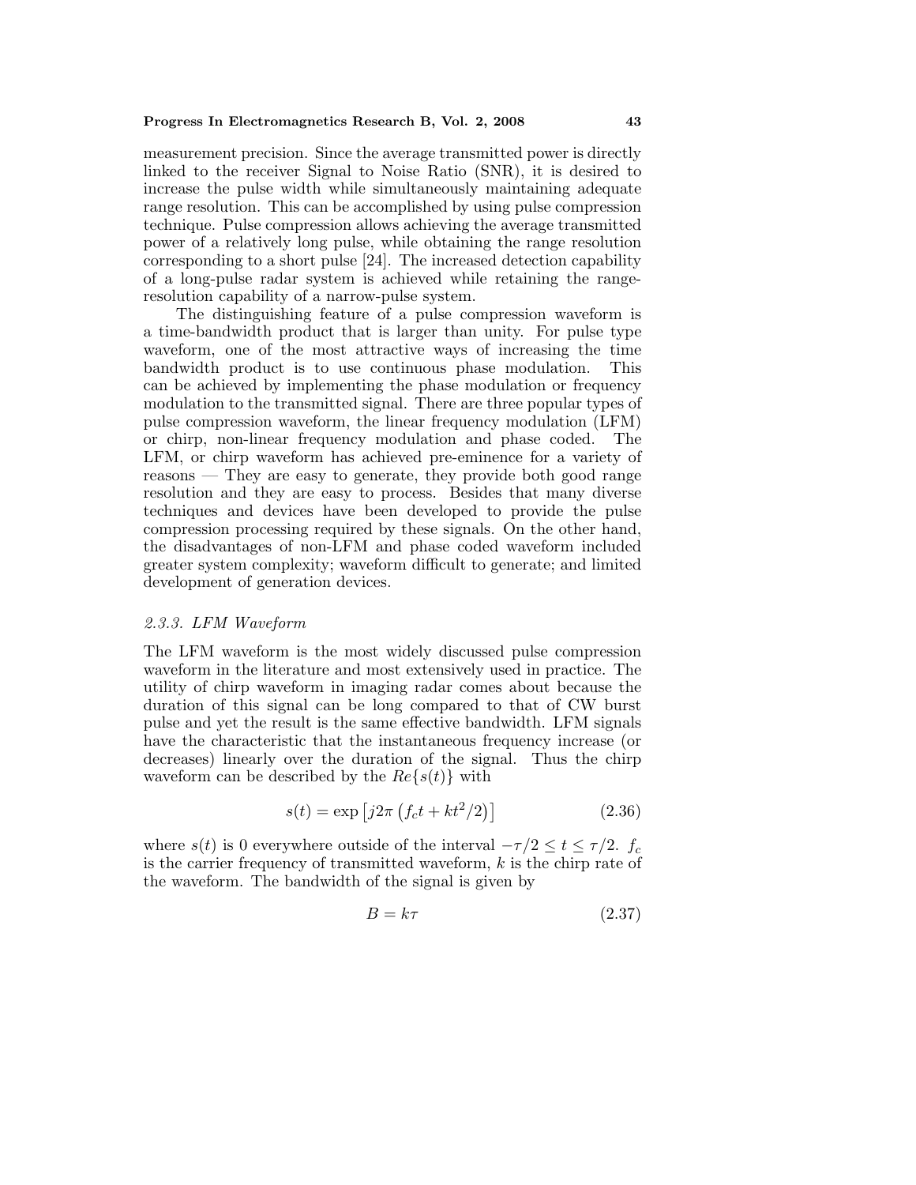measurement precision. Since the average transmitted power is directly linked to the receiver Signal to Noise Ratio (SNR), it is desired to increase the pulse width while simultaneously maintaining adequate range resolution. This can be accomplished by using pulse compression technique. Pulse compression allows achieving the average transmitted power of a relatively long pulse, while obtaining the range resolution corresponding to a short pulse [24]. The increased detection capability of a long-pulse radar system is achieved while retaining the range-resolution capability of a narrow-pulse system.

The distinguishing feature of a pulse compression waveform is a time-bandwidth product that is larger than unity. For pulse type waveform, one of the most attractive ways of increasing the time bandwidth product is to use continuous phase modulation. This can be achieved by implementing the phase modulation or frequency modulation to the transmitted signal. There are three popular types of pulse compression waveform, the linear frequency modulation (LFM) or chirp, non-linear frequency modulation and phase coded. The LFM, or chirp waveform has achieved pre-eminence for a variety of reasons — They are easy to generate, they provide both good range resolution and they are easy to process. Besides that many diverse techniques and devices have been developed to provide the pulse compression processing required by these signals. On the other hand, the disadvantages of non-LFM and phase coded waveform included greater system complexity; waveform difficult to generate; and limited development of generation devices.

### *2.3.3. LFM Waveform*

The LFM waveform is the most widely discussed pulse compression waveform in the literature and most extensively used in practice. The utility of chirp waveform in imaging radar comes about because the duration of this signal can be long compared to that of CW burst pulse and yet the result is the same effective bandwidth. LFM signals have the characteristic that the instantaneous frequency increase (or decreases) linearly over the duration of the signal. Thus the chirp waveform can be described by the $Re\{s(t)\}$ with

$$s(t) = \exp\left[j2\pi\left(f_c t + kt^2/2\right)\right] \tag{2.36}$$

where $s(t)$ is 0 everywhere outside of the interval $-\tau/2 \leq t \leq \tau/2$. $f_c$ is the carrier frequency of transmitted waveform, $k$ is the chirp rate of the waveform. The bandwidth of the signal is given by

$$B = k\tau \tag{2.37}$$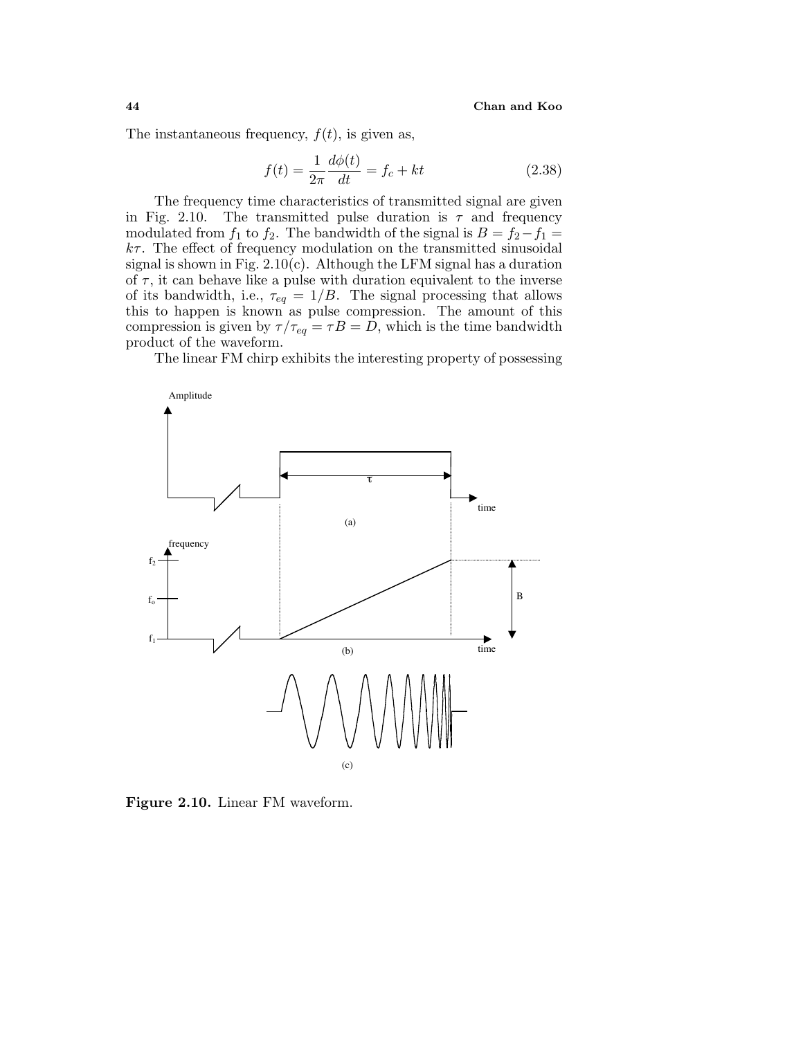The instantaneous frequency, $f(t)$, is given as,

$$f(t) = \frac{1}{2\pi}\frac{d\phi(t)}{dt} = f_c + kt \tag{2.38}$$

The frequency time characteristics of transmitted signal are given in Fig. 2.10. The transmitted pulse duration is $\tau$ and frequency modulated from $f_1$ to $f_2$. The bandwidth of the signal is $B = f_2 - f_1 = k\tau$. The effect of frequency modulation on the transmitted sinusoidal signal is shown in Fig. 2.10(c). Although the LFM signal has a duration of $\tau$, it can behave like a pulse with duration equivalent to the inverse of its bandwidth, i.e., $\tau_{eq} = 1/B$. The signal processing that allows this to happen is known as pulse compression. The amount of this compression is given by $\tau/\tau_{eq} = \tau B = D$, which is the time bandwidth product of the waveform.

The linear FM chirp exhibits the interesting property of possessing

**Figure 2.10.** Linear FM waveform.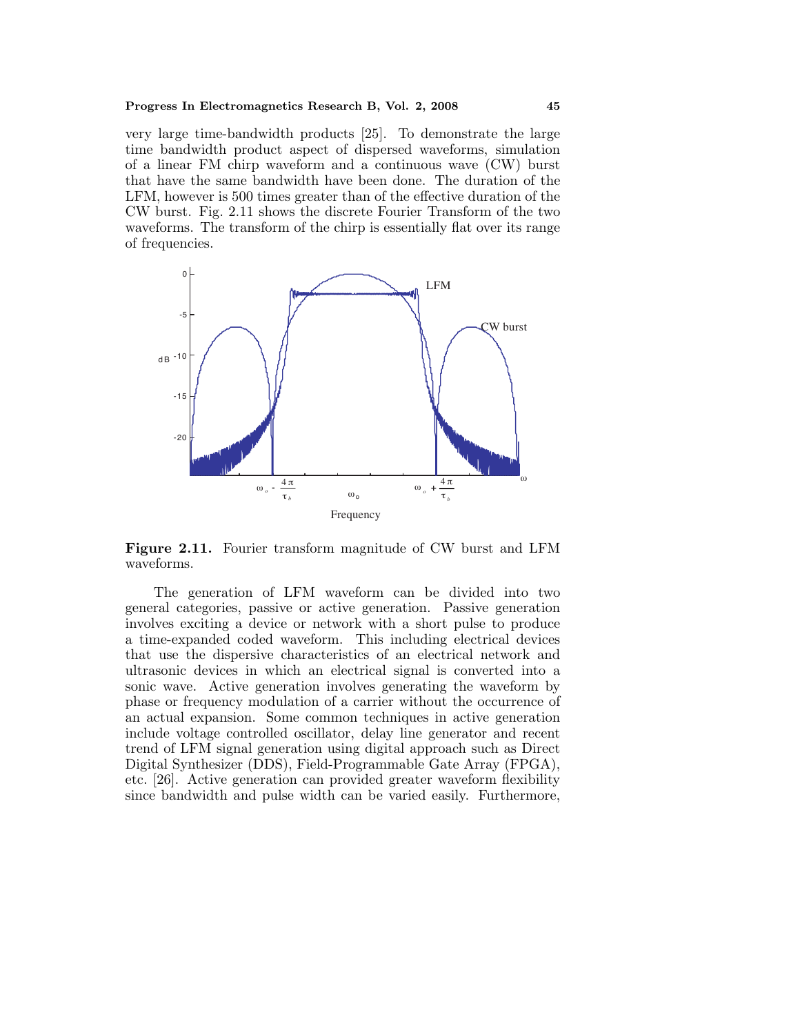very large time-bandwidth products [25]. To demonstrate the large time bandwidth product aspect of dispersed waveforms, simulation of a linear FM chirp waveform and a continuous wave (CW) burst that have the same bandwidth have been done. The duration of the LFM, however is 500 times greater than of the effective duration of the CW burst. Fig. 2.11 shows the discrete Fourier Transform of the two waveforms. The transform of the chirp is essentially flat over its range of frequencies.

**Figure 2.11.** Fourier transform magnitude of CW burst and LFM waveforms.

The generation of LFM waveform can be divided into two general categories, passive or active generation. Passive generation involves exciting a device or network with a short pulse to produce a time-expanded coded waveform. This including electrical devices that use the dispersive characteristics of an electrical network and ultrasonic devices in which an electrical signal is converted into a sonic wave. Active generation involves generating the waveform by phase or frequency modulation of a carrier without the occurrence of an actual expansion. Some common techniques in active generation include voltage controlled oscillator, delay line generator and recent trend of LFM signal generation using digital approach such as Direct Digital Synthesizer (DDS), Field-Programmable Gate Array (FPGA), etc. [26]. Active generation can provided greater waveform flexibility since bandwidth and pulse width can be varied easily. Furthermore,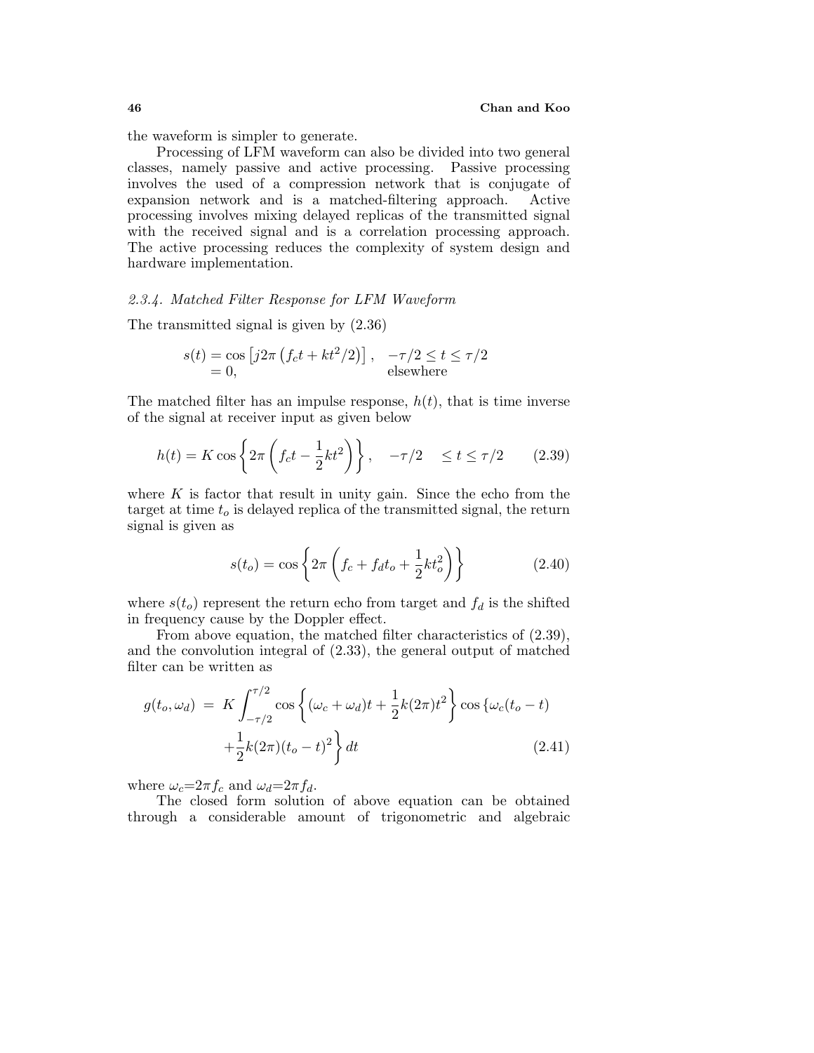the waveform is simpler to generate.

Processing of LFM waveform can also be divided into two general classes, namely passive and active processing. Passive processing involves the used of a compression network that is conjugate of expansion network and is a matched-filtering approach. Active processing involves mixing delayed replicas of the transmitted signal with the received signal and is a correlation processing approach. The active processing reduces the complexity of system design and hardware implementation.

### *2.3.4. Matched Filter Response for LFM Waveform*

The transmitted signal is given by (2.36)

$$\begin{aligned} s(t) &= \cos\left[j2\pi\left(f_c t + kt^2/2\right)\right], \quad -\tau/2 \le t \le \tau/2 \\ &= 0, \qquad\qquad\qquad\qquad\qquad \text{elsewhere} \end{aligned}$$

The matched filter has an impulse response, $h(t)$, that is time inverse of the signal at receiver input as given below

$$h(t) = K\cos\left\{2\pi\left(f_c t - \frac{1}{2}kt^2\right)\right\}, \quad -\tau/2 \quad \le t \le \tau/2 \tag{2.39}$$

where $K$ is factor that result in unity gain. Since the echo from the target at time $t_o$ is delayed replica of the transmitted signal, the return signal is given as

$$s(t_o) = \cos\left\{2\pi\left(f_c + f_d t_o + \frac{1}{2}kt_o^2\right)\right\} \tag{2.40}$$

where $s(t_o)$ represent the return echo from target and $f_d$ is the shifted in frequency cause by the Doppler effect.

From above equation, the matched filter characteristics of (2.39), and the convolution integral of (2.33), the general output of matched filter can be written as

$$\begin{aligned} g(t_o, \omega_d) \;=\; K\int_{-\tau/2}^{\tau/2} \cos\left\{(\omega_c + \omega_d)t + \frac{1}{2}k(2\pi)t^2\right\} \cos\{\omega_c(t_o - t) \\ + \frac{1}{2}k(2\pi)(t_o - t)^2\right\} dt \end{aligned} \tag{2.41}$$

where $\omega_c = 2\pi f_c$ and $\omega_d = 2\pi f_d$.

The closed form solution of above equation can be obtained through a considerable amount of trigonometric and algebraic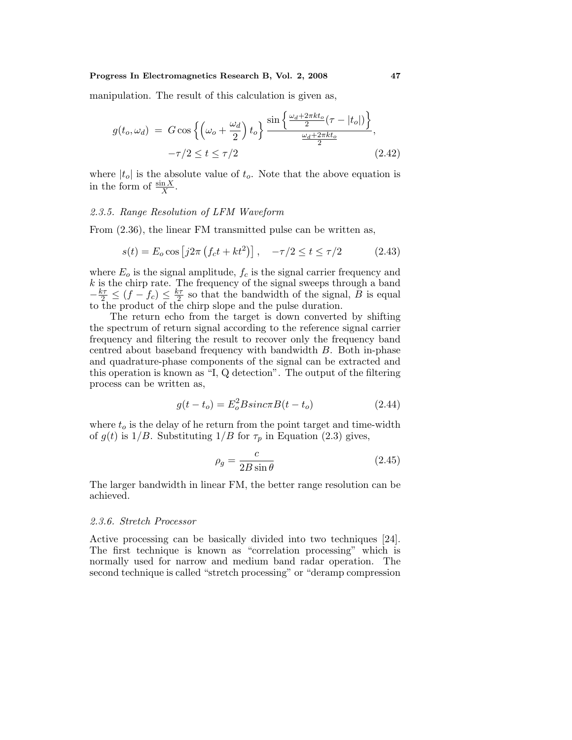manipulation. The result of this calculation is given as,

$$g(t_o, \omega_d) = G \cos\left\{\left(\omega_o + \frac{\omega_d}{2}\right) t_o\right\} \frac{\sin\left\{\frac{\omega_d + 2\pi k t_o}{2}(\tau - |t_o|)\right\}}{\frac{\omega_d + 2\pi k t_o}{2}}, \quad -\tau/2 \leq t \leq \tau/2 \tag{2.42}$$

where $|t_o|$ is the absolute value of $t_o$. Note that the above equation is in the form of $\frac{\sin X}{X}$.

### 2.3.5. Range Resolution of LFM Waveform

From (2.36), the linear FM transmitted pulse can be written as,

$$s(t) = E_o \cos\left[j2\pi\left(f_c t + kt^2\right)\right], \quad -\tau/2 \leq t \leq \tau/2 \tag{2.43}$$

where $E_o$ is the signal amplitude, $f_c$ is the signal carrier frequency and $k$ is the chirp rate. The frequency of the signal sweeps through a band $-\frac{k\tau}{2} \leq (f - f_c) \leq \frac{k\tau}{2}$ so that the bandwidth of the signal, $B$ is equal to the product of the chirp slope and the pulse duration.

The return echo from the target is down converted by shifting the spectrum of return signal according to the reference signal carrier frequency and filtering the result to recover only the frequency band centred about baseband frequency with bandwidth $B$. Both in-phase and quadrature-phase components of the signal can be extracted and this operation is known as "I, Q detection". The output of the filtering process can be written as,

$$g(t - t_o) = E_o^2 B sinc \pi B(t - t_o) \tag{2.44}$$

where $t_o$ is the delay of he return from the point target and time-width of $g(t)$ is $1/B$. Substituting $1/B$ for $\tau_p$ in Equation (2.3) gives,

$$\rho_g = \frac{c}{2B \sin\theta} \tag{2.45}$$

The larger bandwidth in linear FM, the better range resolution can be achieved.

### 2.3.6. Stretch Processor

Active processing can be basically divided into two techniques [24]. The first technique is known as "correlation processing" which is normally used for narrow and medium band radar operation. The second technique is called "stretch processing" or "deramp compression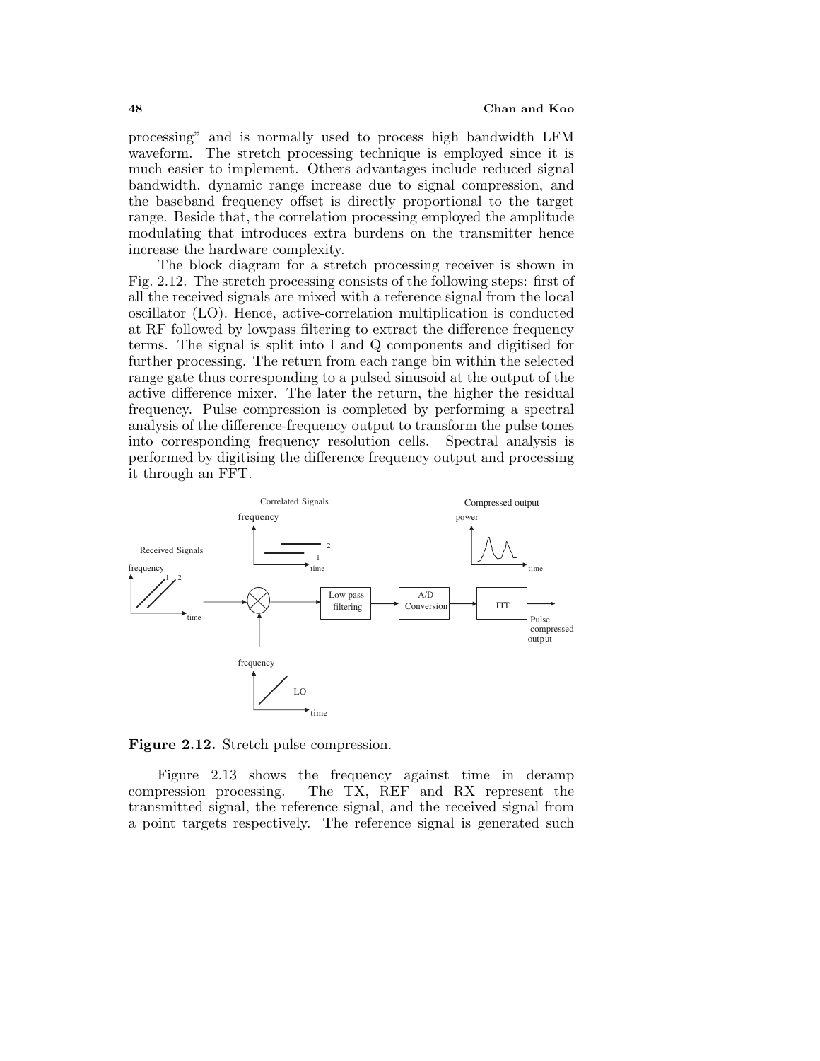processing" and is normally used to process high bandwidth LFM waveform. The stretch processing technique is employed since it is much easier to implement. Others advantages include reduced signal bandwidth, dynamic range increase due to signal compression, and the baseband frequency offset is directly proportional to the target range. Beside that, the correlation processing employed the amplitude modulating that introduces extra burdens on the transmitter hence increase the hardware complexity.

The block diagram for a stretch processing receiver is shown in Fig. 2.12. The stretch processing consists of the following steps: first of all the received signals are mixed with a reference signal from the local oscillator (LO). Hence, active-correlation multiplication is conducted at RF followed by lowpass filtering to extract the difference frequency terms. The signal is split into I and Q components and digitised for further processing. The return from each range bin within the selected range gate thus corresponding to a pulsed sinusoid at the output of the active difference mixer. The later the return, the higher the residual frequency. Pulse compression is completed by performing a spectral analysis of the difference-frequency output to transform the pulse tones into corresponding frequency resolution cells. Spectral analysis is performed by digitising the difference frequency output and processing it through an FFT.

**Figure 2.12.** Stretch pulse compression.

Figure 2.13 shows the frequency against time in deramp compression processing. The TX, REF and RX represent the transmitted signal, the reference signal, and the received signal from a point targets respectively. The reference signal is generated such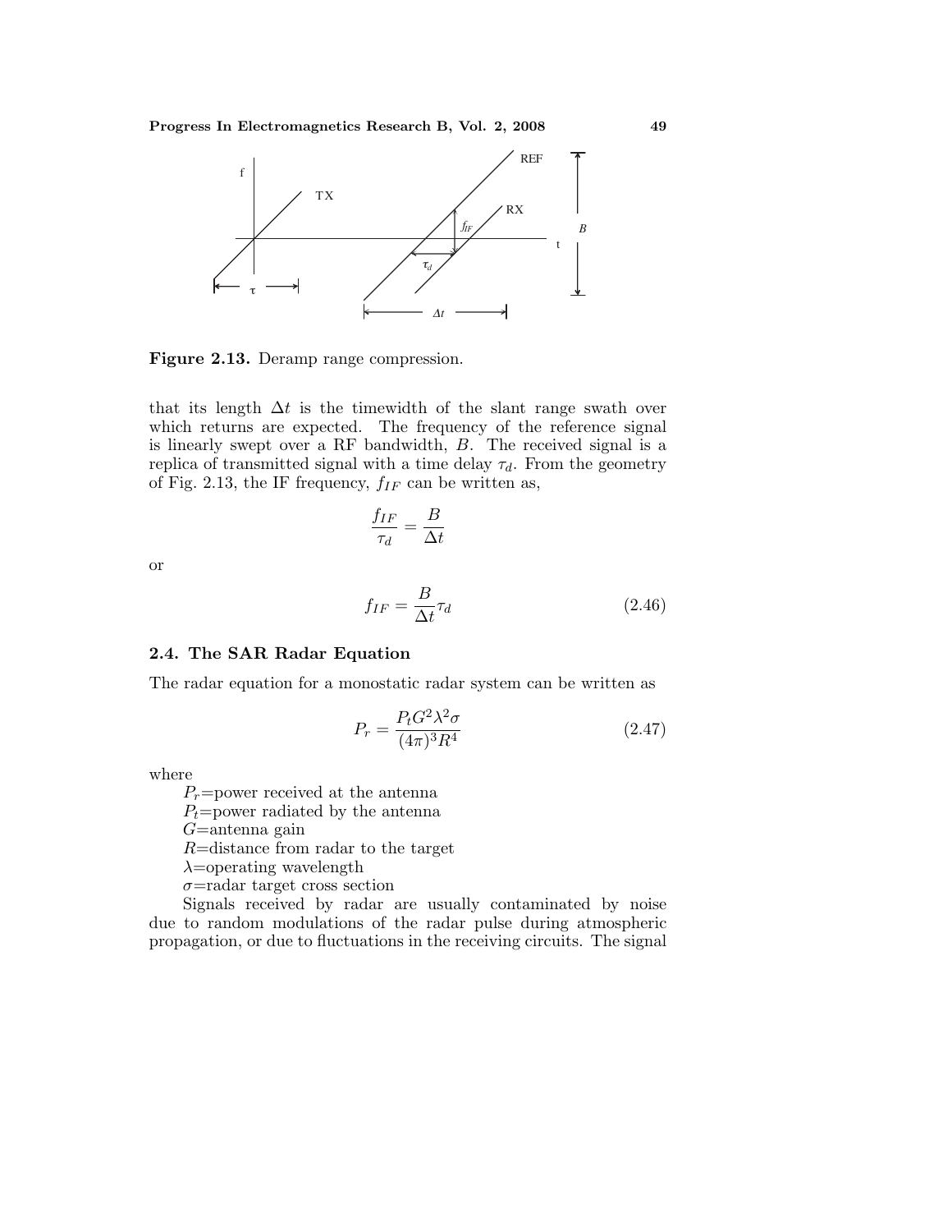**Figure 2.13.** Deramp range compression.

that its length $\Delta t$ is the timewidth of the slant range swath over which returns are expected. The frequency of the reference signal is linearly swept over a RF bandwidth, $B$. The received signal is a replica of transmitted signal with a time delay $\tau_d$. From the geometry of Fig. 2.13, the IF frequency, $f_{IF}$ can be written as,

$$\frac{f_{IF}}{\tau_d} = \frac{B}{\Delta t}$$

or

$$f_{IF} = \frac{B}{\Delta t}\tau_d \tag{2.46}$$

### 2.4. The SAR Radar Equation

The radar equation for a monostatic radar system can be written as

$$P_r = \frac{P_t G^2 \lambda^2 \sigma}{(4\pi)^3 R^4} \tag{2.47}$$

where

$P_r$=power received at the antenna
$P_t$=power radiated by the antenna
$G$=antenna gain
$R$=distance from radar to the target
$\lambda$=operating wavelength
$\sigma$=radar target cross section

Signals received by radar are usually contaminated by noise due to random modulations of the radar pulse during atmospheric propagation, or due to fluctuations in the receiving circuits. The signal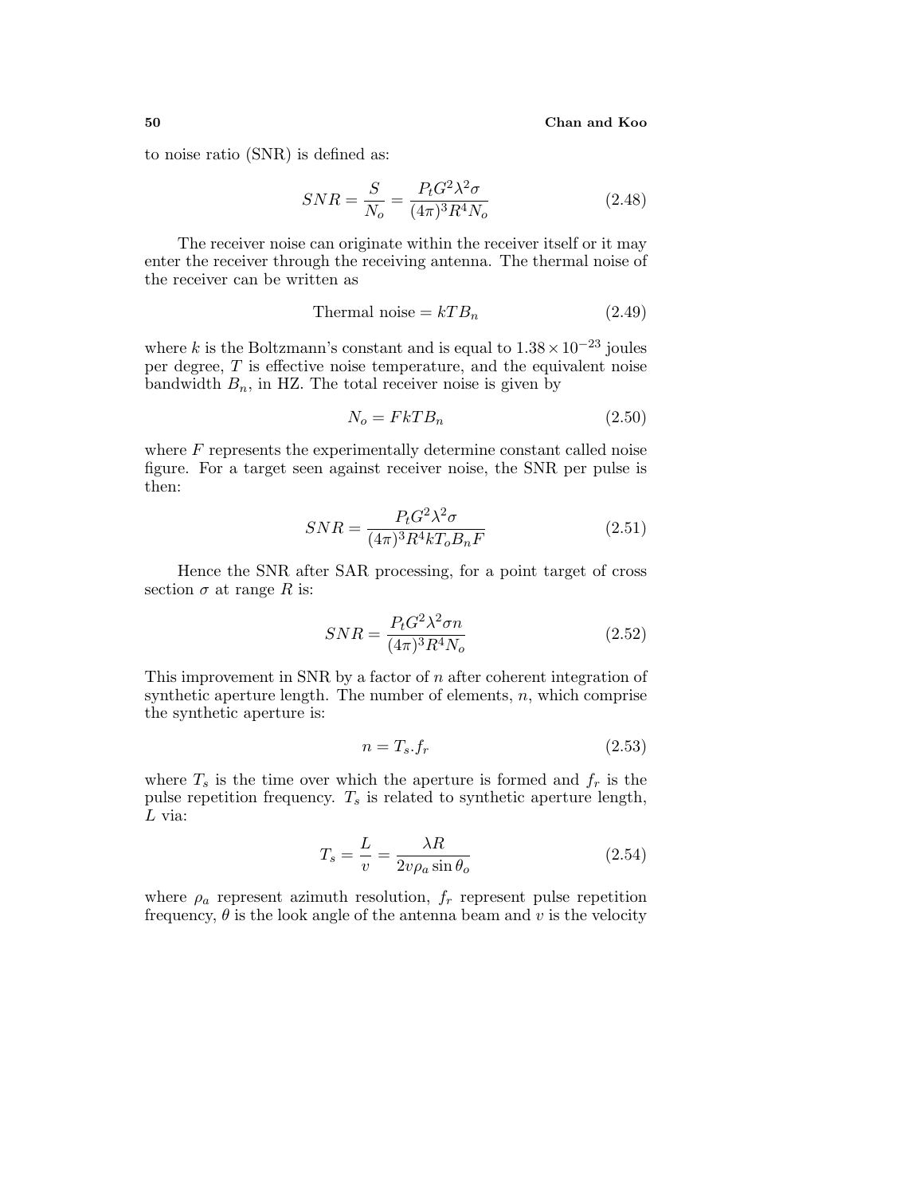to noise ratio (SNR) is defined as:

$$SNR = \frac{S}{N_o} = \frac{P_t G^2 \lambda^2 \sigma}{(4\pi)^3 R^4 N_o} \tag{2.48}$$

The receiver noise can originate within the receiver itself or it may enter the receiver through the receiving antenna. The thermal noise of the receiver can be written as

$$\text{Thermal noise} = kTB_n \tag{2.49}$$

where $k$ is the Boltzmann's constant and is equal to $1.38 \times 10^{-23}$ joules per degree, $T$ is effective noise temperature, and the equivalent noise bandwidth $B_n$, in HZ. The total receiver noise is given by

$$N_o = FkTB_n \tag{2.50}$$

where $F$ represents the experimentally determine constant called noise figure. For a target seen against receiver noise, the SNR per pulse is then:

$$SNR = \frac{P_t G^2 \lambda^2 \sigma}{(4\pi)^3 R^4 k T_o B_n F} \tag{2.51}$$

Hence the SNR after SAR processing, for a point target of cross section $\sigma$ at range $R$ is:

$$SNR = \frac{P_t G^2 \lambda^2 \sigma n}{(4\pi)^3 R^4 N_o} \tag{2.52}$$

This improvement in SNR by a factor of $n$ after coherent integration of synthetic aperture length. The number of elements, $n$, which comprise the synthetic aperture is:

$$n = T_s . f_r \tag{2.53}$$

where $T_s$ is the time over which the aperture is formed and $f_r$ is the pulse repetition frequency. $T_s$ is related to synthetic aperture length, $L$ via:

$$T_s = \frac{L}{v} = \frac{\lambda R}{2v\rho_a \sin\theta_o} \tag{2.54}$$

where $\rho_a$ represent azimuth resolution, $f_r$ represent pulse repetition frequency, $\theta$ is the look angle of the antenna beam and $v$ is the velocity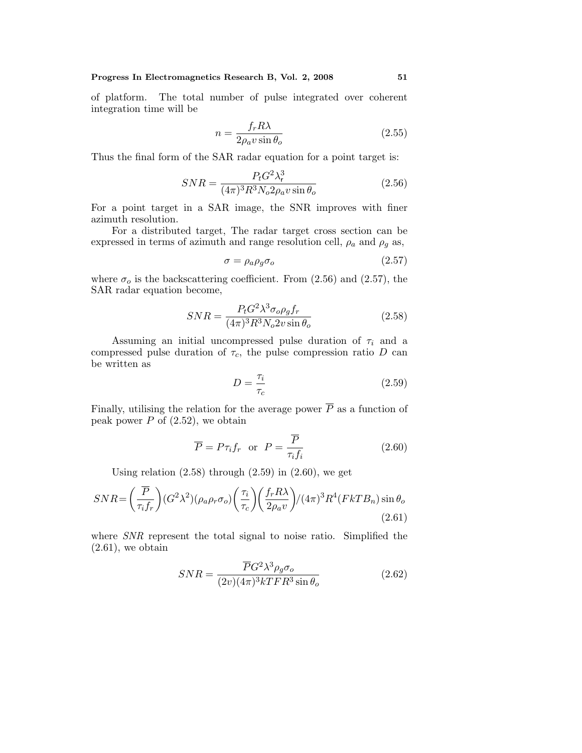of platform. The total number of pulse integrated over coherent integration time will be

$$n = \frac{f_r R\lambda}{2\rho_a v \sin\theta_o} \tag{2.55}$$

Thus the final form of the SAR radar equation for a point target is:

$$SNR = \frac{P_t G^2 \lambda_r^3}{(4\pi)^3 R^3 N_o 2\rho_a v \sin\theta_o} \tag{2.56}$$

For a point target in a SAR image, the SNR improves with finer azimuth resolution.

For a distributed target, The radar target cross section can be expressed in terms of azimuth and range resolution cell, $\rho_a$ and $\rho_g$ as,

$$\sigma = \rho_a \rho_g \sigma_o \tag{2.57}$$

where $\sigma_o$ is the backscattering coefficient. From (2.56) and (2.57), the SAR radar equation become,

$$SNR = \frac{P_t G^2 \lambda^3 \sigma_o \rho_g f_r}{(4\pi)^3 R^3 N_o 2v \sin\theta_o} \tag{2.58}$$

Assuming an initial uncompressed pulse duration of $\tau_i$ and a compressed pulse duration of $\tau_c$, the pulse compression ratio $D$ can be written as

$$D = \frac{\tau_i}{\tau_c} \tag{2.59}$$

Finally, utilising the relation for the average power $\overline{P}$ as a function of peak power $P$ of (2.52), we obtain

$$\overline{P} = P\tau_i f_r \quad \text{or} \quad P = \frac{\overline{P}}{\tau_i f_i} \tag{2.60}$$

Using relation (2.58) through (2.59) in (2.60), we get

$$SNR = \left(\frac{\overline{P}}{\tau_i f_r}\right)(G^2\lambda^2)(\rho_a \rho_r \sigma_o)\left(\frac{\tau_i}{\tau_c}\right)\left(\frac{f_r R\lambda}{2\rho_a v}\right) / (4\pi)^3 R^4 (FkTB_n) \sin\theta_o \tag{2.61}$$

where *SNR* represent the total signal to noise ratio. Simplified the (2.61), we obtain

$$SNR = \frac{\overline{P} G^2 \lambda^3 \rho_g \sigma_o}{(2v)(4\pi)^3 kTFR^3 \sin\theta_o} \tag{2.62}$$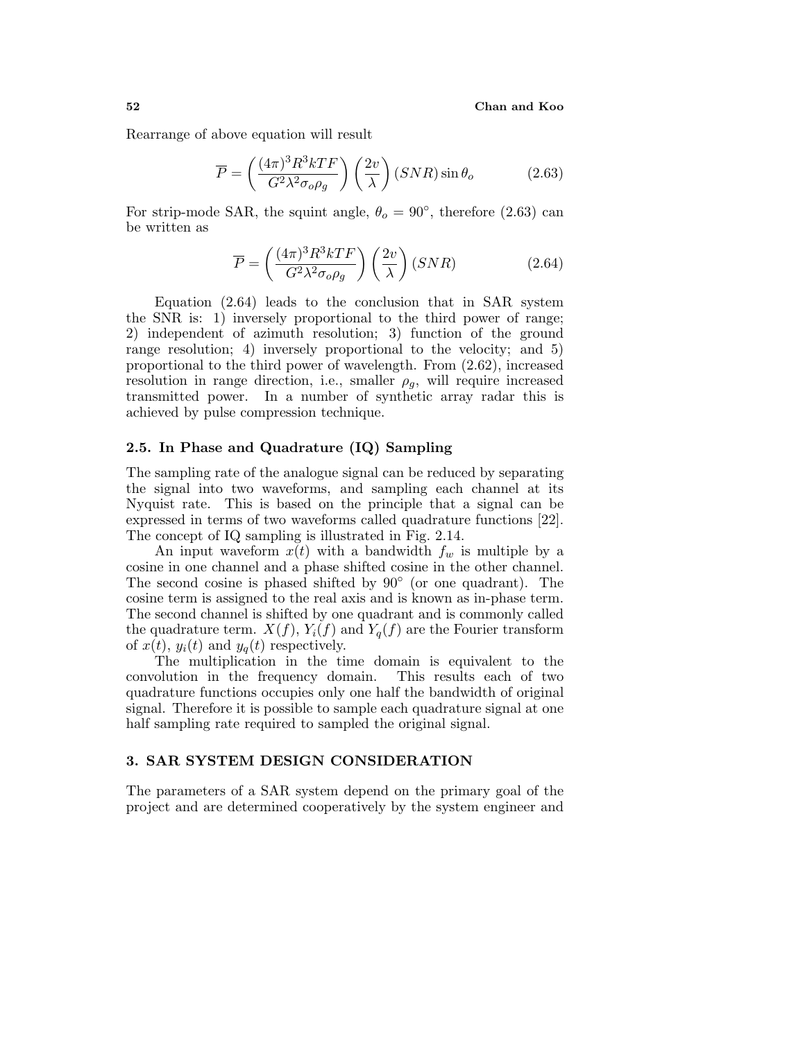Rearrange of above equation will result

$$\overline{P} = \left(\frac{(4\pi)^3 R^3 kTF}{G^2\lambda^2\sigma_o\rho_g}\right)\left(\frac{2v}{\lambda}\right)(SNR)\sin\theta_o \tag{2.63}$$

For strip-mode SAR, the squint angle, $\theta_o = 90^\circ$, therefore (2.63) can be written as

$$\overline{P} = \left(\frac{(4\pi)^3 R^3 kTF}{G^2\lambda^2\sigma_o\rho_g}\right)\left(\frac{2v}{\lambda}\right)(SNR) \tag{2.64}$$

Equation (2.64) leads to the conclusion that in SAR system the SNR is: 1) inversely proportional to the third power of range; 2) independent of azimuth resolution; 3) function of the ground range resolution; 4) inversely proportional to the velocity; and 5) proportional to the third power of wavelength. From (2.62), increased resolution in range direction, i.e., smaller $\rho_g$, will require increased transmitted power. In a number of synthetic array radar this is achieved by pulse compression technique.

### 2.5. In Phase and Quadrature (IQ) Sampling

The sampling rate of the analogue signal can be reduced by separating the signal into two waveforms, and sampling each channel at its Nyquist rate. This is based on the principle that a signal can be expressed in terms of two waveforms called quadrature functions [22]. The concept of IQ sampling is illustrated in Fig. 2.14.

An input waveform $x(t)$ with a bandwidth $f_w$ is multiple by a cosine in one channel and a phase shifted cosine in the other channel. The second cosine is phased shifted by $90^\circ$ (or one quadrant). The cosine term is assigned to the real axis and is known as in-phase term. The second channel is shifted by one quadrant and is commonly called the quadrature term. $X(f)$, $Y_i(f)$ and $Y_q(f)$ are the Fourier transform of $x(t)$, $y_i(t)$ and $y_q(t)$ respectively.

The multiplication in the time domain is equivalent to the convolution in the frequency domain. This results each of two quadrature functions occupies only one half the bandwidth of original signal. Therefore it is possible to sample each quadrature signal at one half sampling rate required to sampled the original signal.

## 3. SAR SYSTEM DESIGN CONSIDERATION

The parameters of a SAR system depend on the primary goal of the project and are determined cooperatively by the system engineer and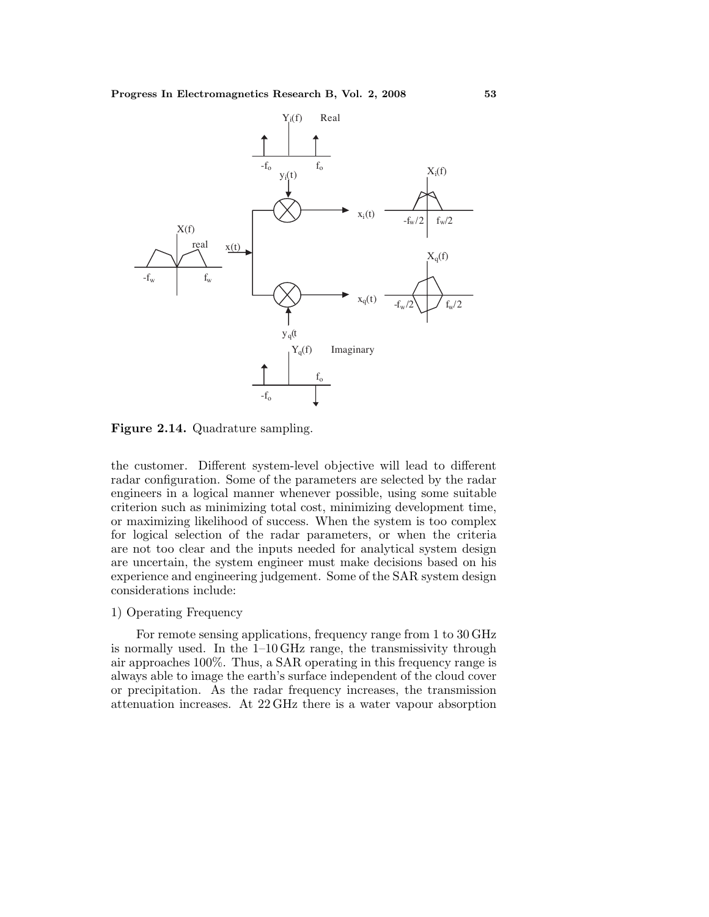Figure 2.14. Quadrature sampling.

the customer. Different system-level objective will lead to different radar configuration. Some of the parameters are selected by the radar engineers in a logical manner whenever possible, using some suitable criterion such as minimizing total cost, minimizing development time, or maximizing likelihood of success. When the system is too complex for logical selection of the radar parameters, or when the criteria are not too clear and the inputs needed for analytical system design are uncertain, the system engineer must make decisions based on his experience and engineering judgement. Some of the SAR system design considerations include:

1) Operating Frequency

For remote sensing applications, frequency range from 1 to 30 GHz is normally used. In the 1–10 GHz range, the transmissivity through air approaches 100%. Thus, a SAR operating in this frequency range is always able to image the earth's surface independent of the cloud cover or precipitation. As the radar frequency increases, the transmission attenuation increases. At 22 GHz there is a water vapour absorption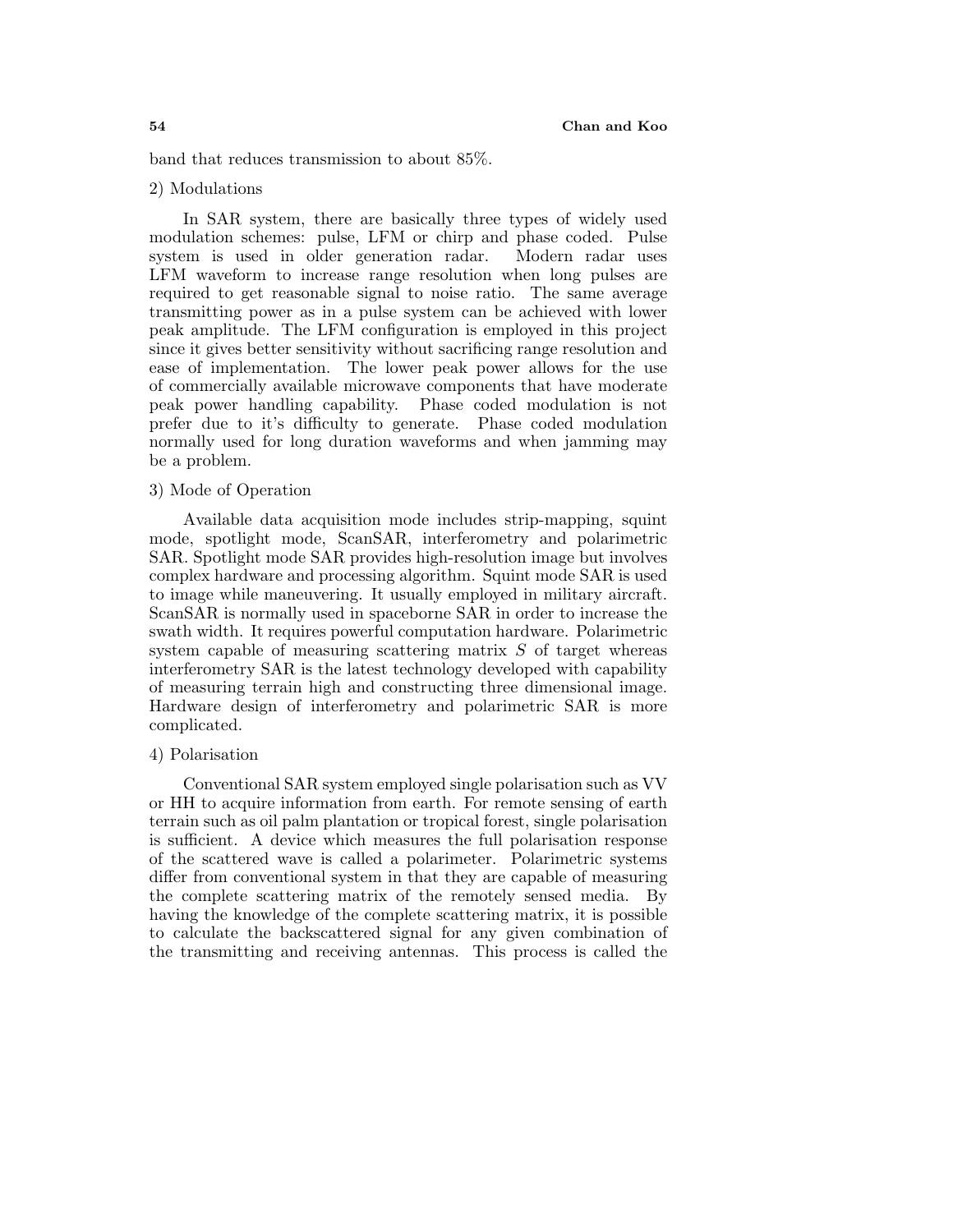band that reduces transmission to about 85%.

2) Modulations

In SAR system, there are basically three types of widely used modulation schemes: pulse, LFM or chirp and phase coded. Pulse system is used in older generation radar. Modern radar uses LFM waveform to increase range resolution when long pulses are required to get reasonable signal to noise ratio. The same average transmitting power as in a pulse system can be achieved with lower peak amplitude. The LFM configuration is employed in this project since it gives better sensitivity without sacrificing range resolution and ease of implementation. The lower peak power allows for the use of commercially available microwave components that have moderate peak power handling capability. Phase coded modulation is not prefer due to it's difficulty to generate. Phase coded modulation normally used for long duration waveforms and when jamming may be a problem.

3) Mode of Operation

Available data acquisition mode includes strip-mapping, squint mode, spotlight mode, ScanSAR, interferometry and polarimetric SAR. Spotlight mode SAR provides high-resolution image but involves complex hardware and processing algorithm. Squint mode SAR is used to image while maneuvering. It usually employed in military aircraft. ScanSAR is normally used in spaceborne SAR in order to increase the swath width. It requires powerful computation hardware. Polarimetric system capable of measuring scattering matrix $S$ of target whereas interferometry SAR is the latest technology developed with capability of measuring terrain high and constructing three dimensional image. Hardware design of interferometry and polarimetric SAR is more complicated.

4) Polarisation

Conventional SAR system employed single polarisation such as VV or HH to acquire information from earth. For remote sensing of earth terrain such as oil palm plantation or tropical forest, single polarisation is sufficient. A device which measures the full polarisation response of the scattered wave is called a polarimeter. Polarimetric systems differ from conventional system in that they are capable of measuring the complete scattering matrix of the remotely sensed media. By having the knowledge of the complete scattering matrix, it is possible to calculate the backscattered signal for any given combination of the transmitting and receiving antennas. This process is called the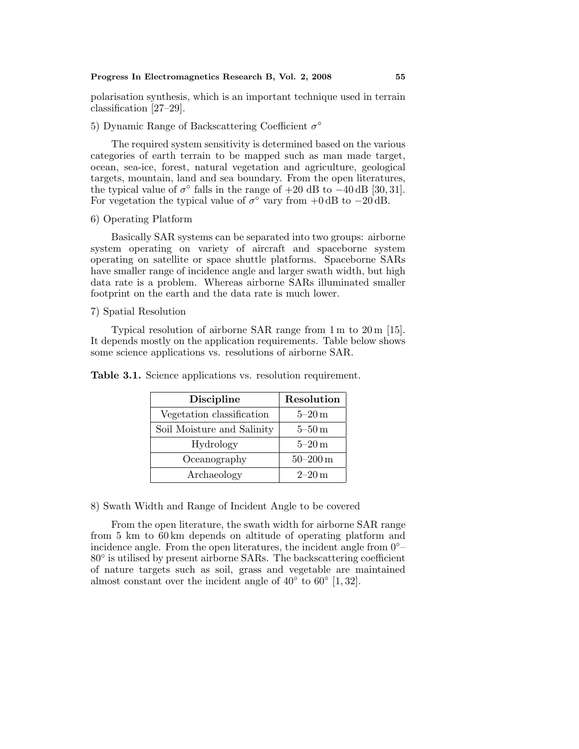polarisation synthesis, which is an important technique used in terrain classification [27–29].

5) Dynamic Range of Backscattering Coefficient $\sigma^\circ$

The required system sensitivity is determined based on the various categories of earth terrain to be mapped such as man made target, ocean, sea-ice, forest, natural vegetation and agriculture, geological targets, mountain, land and sea boundary. From the open literatures, the typical value of $\sigma^\circ$ falls in the range of +20 dB to −40 dB [30, 31]. For vegetation the typical value of $\sigma^\circ$ vary from +0 dB to −20 dB.

6) Operating Platform

Basically SAR systems can be separated into two groups: airborne system operating on variety of aircraft and spaceborne system operating on satellite or space shuttle platforms. Spaceborne SARs have smaller range of incidence angle and larger swath width, but high data rate is a problem. Whereas airborne SARs illuminated smaller footprint on the earth and the data rate is much lower.

7) Spatial Resolution

Typical resolution of airborne SAR range from 1 m to 20 m [15]. It depends mostly on the application requirements. Table below shows some science applications vs. resolutions of airborne SAR.

**Table 3.1.** Science applications vs. resolution requirement.

| Discipline | Resolution |
|---|---|
| Vegetation classification | 5–20 m |
| Soil Moisture and Salinity | 5–50 m |
| Hydrology | 5–20 m |
| Oceanography | 50–200 m |
| Archaeology | 2–20 m |

8) Swath Width and Range of Incident Angle to be covered

From the open literature, the swath width for airborne SAR range from 5 km to 60 km depends on altitude of operating platform and incidence angle. From the open literatures, the incident angle from 0°–80° is utilised by present airborne SARs. The backscattering coefficient of nature targets such as soil, grass and vegetable are maintained almost constant over the incident angle of 40° to 60° [1, 32].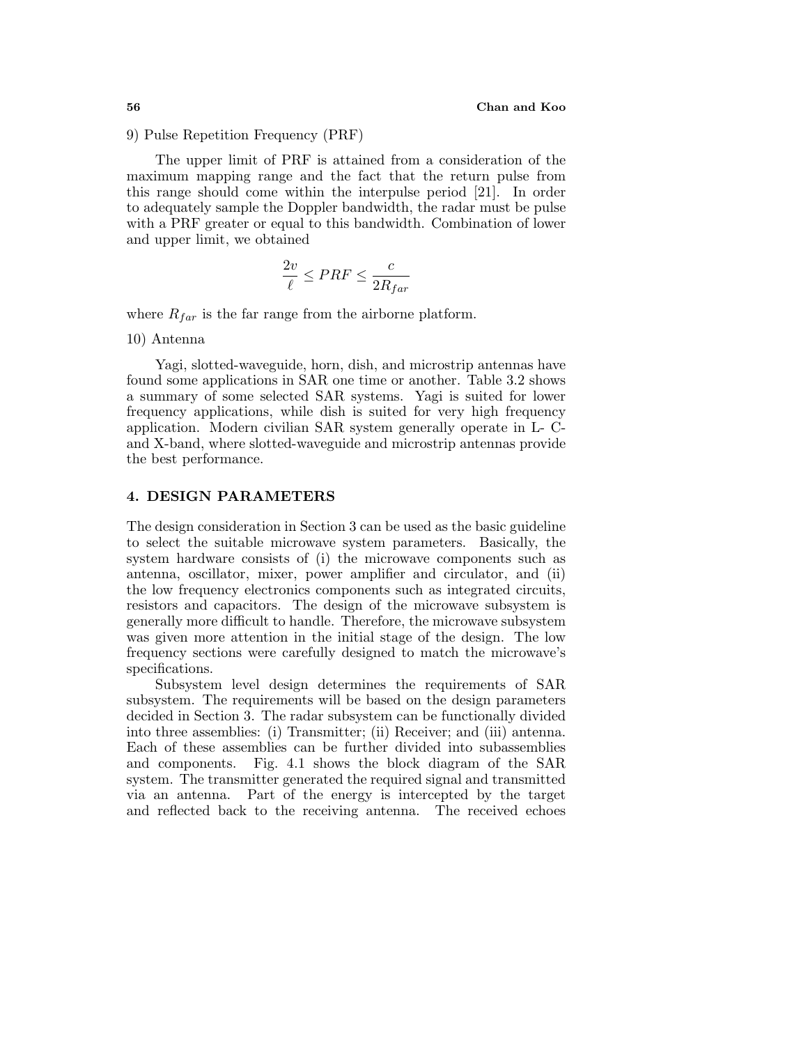9) Pulse Repetition Frequency (PRF)

The upper limit of PRF is attained from a consideration of the maximum mapping range and the fact that the return pulse from this range should come within the interpulse period [21]. In order to adequately sample the Doppler bandwidth, the radar must be pulse with a PRF greater or equal to this bandwidth. Combination of lower and upper limit, we obtained

$$\frac{2v}{\ell} \leq PRF \leq \frac{c}{2R_{far}}$$

where $R_{far}$ is the far range from the airborne platform.

10) Antenna

Yagi, slotted-waveguide, horn, dish, and microstrip antennas have found some applications in SAR one time or another. Table 3.2 shows a summary of some selected SAR systems. Yagi is suited for lower frequency applications, while dish is suited for very high frequency application. Modern civilian SAR system generally operate in L- C- and X-band, where slotted-waveguide and microstrip antennas provide the best performance.

## 4. DESIGN PARAMETERS

The design consideration in Section 3 can be used as the basic guideline to select the suitable microwave system parameters. Basically, the system hardware consists of (i) the microwave components such as antenna, oscillator, mixer, power amplifier and circulator, and (ii) the low frequency electronics components such as integrated circuits, resistors and capacitors. The design of the microwave subsystem is generally more difficult to handle. Therefore, the microwave subsystem was given more attention in the initial stage of the design. The low frequency sections were carefully designed to match the microwave's specifications.

Subsystem level design determines the requirements of SAR subsystem. The requirements will be based on the design parameters decided in Section 3. The radar subsystem can be functionally divided into three assemblies: (i) Transmitter; (ii) Receiver; and (iii) antenna. Each of these assemblies can be further divided into subassemblies and components. Fig. 4.1 shows the block diagram of the SAR system. The transmitter generated the required signal and transmitted via an antenna. Part of the energy is intercepted by the target and reflected back to the receiving antenna. The received echoes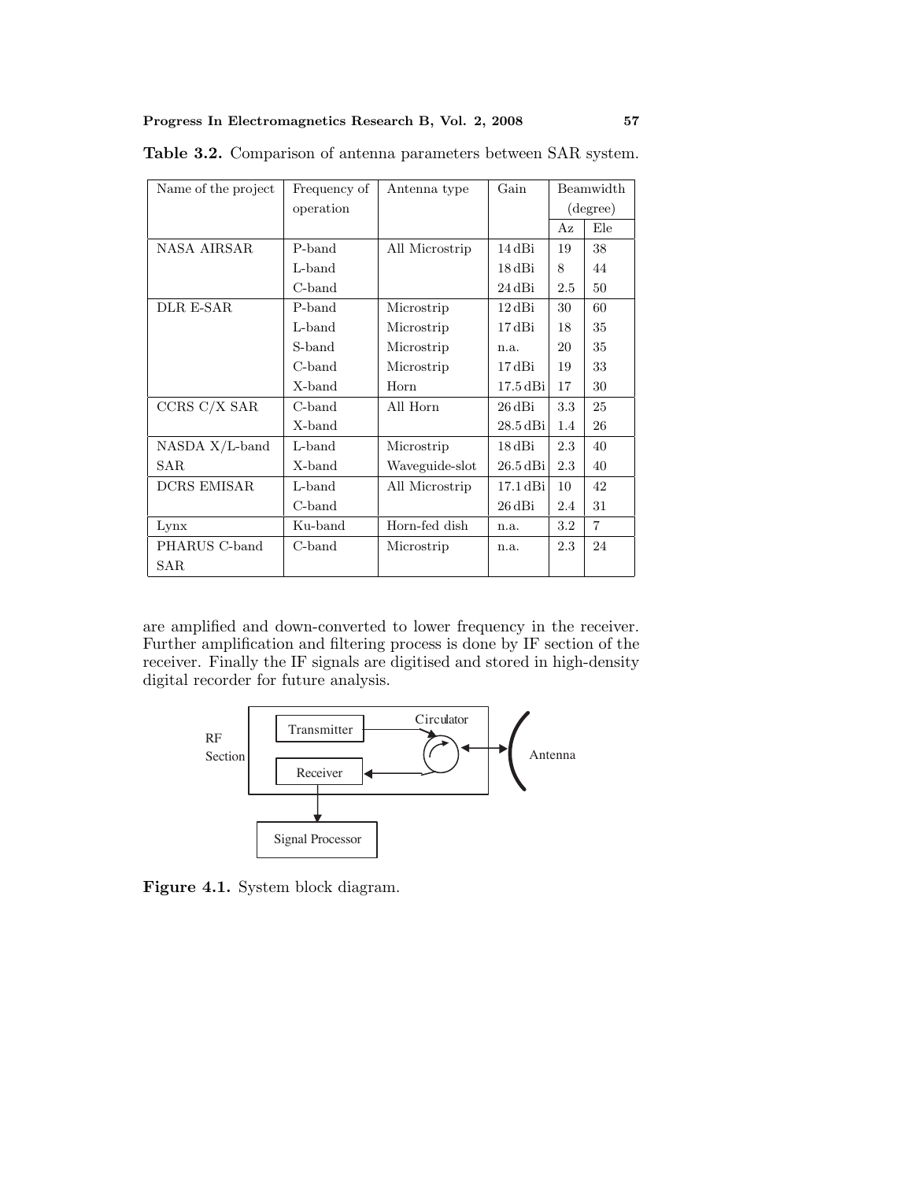**Table 3.2.** Comparison of antenna parameters between SAR system.

| Name of the project | Frequency of operation | Antenna type | Gain | Beamwidth (degree) | |
|---|---|---|---|---|---|
| | | | | Az | Ele |
| NASA AIRSAR | P-band | All Microstrip | 14 dBi | 19 | 38 |
| | L-band | | 18 dBi | 8 | 44 |
| | C-band | | 24 dBi | 2.5 | 50 |
| DLR E-SAR | P-band | Microstrip | 12 dBi | 30 | 60 |
| | L-band | Microstrip | 17 dBi | 18 | 35 |
| | S-band | Microstrip | n.a. | 20 | 35 |
| | C-band | Microstrip | 17 dBi | 19 | 33 |
| | X-band | Horn | 17.5 dBi | 17 | 30 |
| CCRS C/X SAR | C-band | All Horn | 26 dBi | 3.3 | 25 |
| | X-band | | 28.5 dBi | 1.4 | 26 |
| NASDA X/L-band SAR | L-band | Microstrip | 18 dBi | 2.3 | 40 |
| | X-band | Waveguide-slot | 26.5 dBi | 2.3 | 40 |
| DCRS EMISAR | L-band | All Microstrip | 17.1 dBi | 10 | 42 |
| | C-band | | 26 dBi | 2.4 | 31 |
| Lynx | Ku-band | Horn-fed dish | n.a. | 3.2 | 7 |
| PHARUS C-band SAR | C-band | Microstrip | n.a. | 2.3 | 24 |

are amplified and down-converted to lower frequency in the receiver. Further amplification and filtering process is done by IF section of the receiver. Finally the IF signals are digitised and stored in high-density digital recorder for future analysis.

**Figure 4.1.** System block diagram.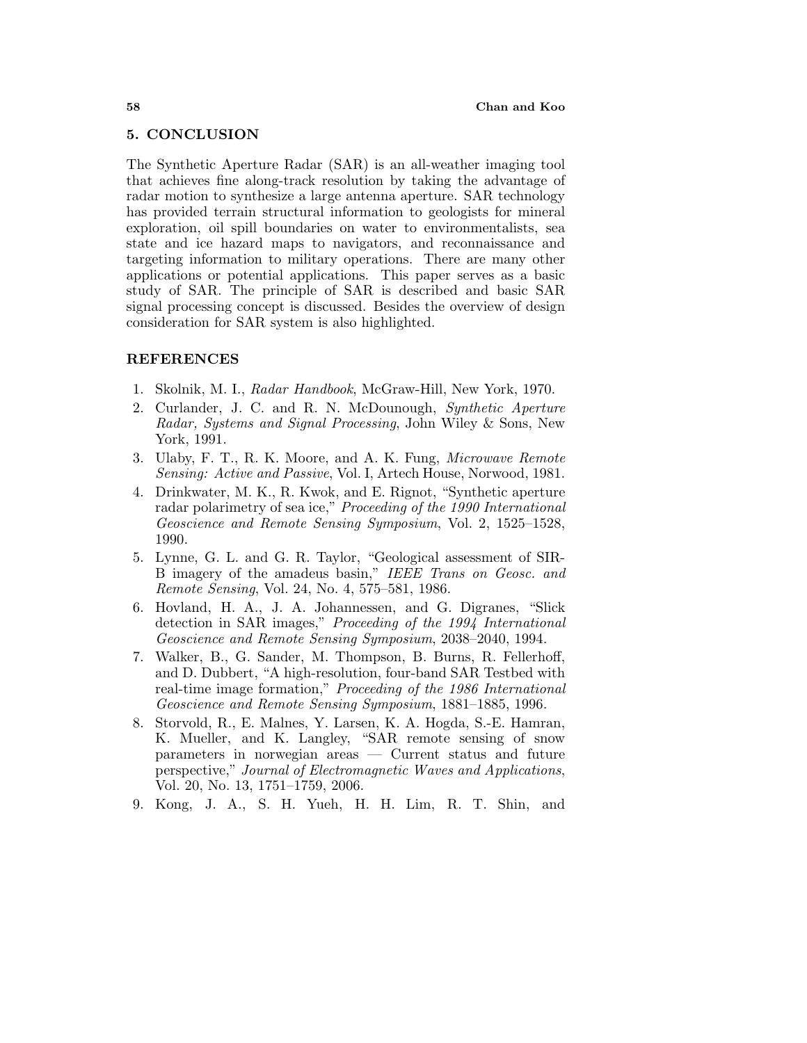## 5. CONCLUSION

The Synthetic Aperture Radar (SAR) is an all-weather imaging tool that achieves fine along-track resolution by taking the advantage of radar motion to synthesize a large antenna aperture. SAR technology has provided terrain structural information to geologists for mineral exploration, oil spill boundaries on water to environmentalists, sea state and ice hazard maps to navigators, and reconnaissance and targeting information to military operations. There are many other applications or potential applications. This paper serves as a basic study of SAR. The principle of SAR is described and basic SAR signal processing concept is discussed. Besides the overview of design consideration for SAR system is also highlighted.

## REFERENCES

1. Skolnik, M. I., *Radar Handbook*, McGraw-Hill, New York, 1970.
2. Curlander, J. C. and R. N. McDounough, *Synthetic Aperture Radar, Systems and Signal Processing*, John Wiley & Sons, New York, 1991.
3. Ulaby, F. T., R. K. Moore, and A. K. Fung, *Microwave Remote Sensing: Active and Passive*, Vol. I, Artech House, Norwood, 1981.
4. Drinkwater, M. K., R. Kwok, and E. Rignot, "Synthetic aperture radar polarimetry of sea ice," *Proceeding of the 1990 International Geoscience and Remote Sensing Symposium*, Vol. 2, 1525–1528, 1990.
5. Lynne, G. L. and G. R. Taylor, "Geological assessment of SIR-B imagery of the amadeus basin," *IEEE Trans on Geosc. and Remote Sensing*, Vol. 24, No. 4, 575–581, 1986.
6. Hovland, H. A., J. A. Johannessen, and G. Digranes, "Slick detection in SAR images," *Proceeding of the 1994 International Geoscience and Remote Sensing Symposium*, 2038–2040, 1994.
7. Walker, B., G. Sander, M. Thompson, B. Burns, R. Fellerhoff, and D. Dubbert, "A high-resolution, four-band SAR Testbed with real-time image formation," *Proceeding of the 1986 International Geoscience and Remote Sensing Symposium*, 1881–1885, 1996.
8. Storvold, R., E. Malnes, Y. Larsen, K. A. Hogda, S.-E. Hamran, K. Mueller, and K. Langley, "SAR remote sensing of snow parameters in norwegian areas — Current status and future perspective," *Journal of Electromagnetic Waves and Applications*, Vol. 20, No. 13, 1751–1759, 2006.
9. Kong, J. A., S. H. Yueh, H. H. Lim, R. T. Shin, and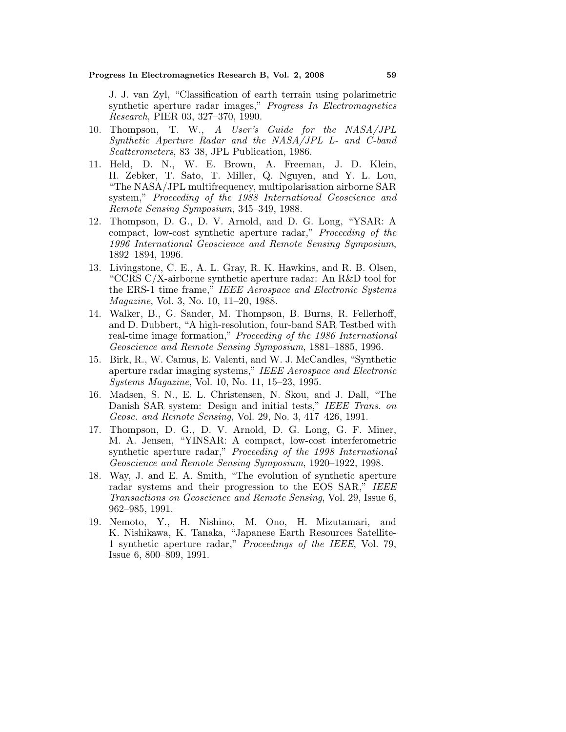J. J. van Zyl, "Classification of earth terrain using polarimetric synthetic aperture radar images," *Progress In Electromagnetics Research*, PIER 03, 327–370, 1990.

10. Thompson, T. W., *A User's Guide for the NASA/JPL Synthetic Aperture Radar and the NASA/JPL L- and C-band Scatterometers*, 83–38, JPL Publication, 1986.
11. Held, D. N., W. E. Brown, A. Freeman, J. D. Klein, H. Zebker, T. Sato, T. Miller, Q. Nguyen, and Y. L. Lou, "The NASA/JPL multifrequency, multipolarisation airborne SAR system," *Proceeding of the 1988 International Geoscience and Remote Sensing Symposium*, 345–349, 1988.
12. Thompson, D. G., D. V. Arnold, and D. G. Long, "YSAR: A compact, low-cost synthetic aperture radar," *Proceeding of the 1996 International Geoscience and Remote Sensing Symposium*, 1892–1894, 1996.
13. Livingstone, C. E., A. L. Gray, R. K. Hawkins, and R. B. Olsen, "CCRS C/X-airborne synthetic aperture radar: An R&D tool for the ERS-1 time frame," *IEEE Aerospace and Electronic Systems Magazine*, Vol. 3, No. 10, 11–20, 1988.
14. Walker, B., G. Sander, M. Thompson, B. Burns, R. Fellerhoff, and D. Dubbert, "A high-resolution, four-band SAR Testbed with real-time image formation," *Proceeding of the 1986 International Geoscience and Remote Sensing Symposium*, 1881–1885, 1996.
15. Birk, R., W. Camus, E. Valenti, and W. J. McCandles, "Synthetic aperture radar imaging systems," *IEEE Aerospace and Electronic Systems Magazine*, Vol. 10, No. 11, 15–23, 1995.
16. Madsen, S. N., E. L. Christensen, N. Skou, and J. Dall, "The Danish SAR system: Design and initial tests," *IEEE Trans. on Geosc. and Remote Sensing*, Vol. 29, No. 3, 417–426, 1991.
17. Thompson, D. G., D. V. Arnold, D. G. Long, G. F. Miner, M. A. Jensen, "YINSAR: A compact, low-cost interferometric synthetic aperture radar," *Proceeding of the 1998 International Geoscience and Remote Sensing Symposium*, 1920–1922, 1998.
18. Way, J. and E. A. Smith, "The evolution of synthetic aperture radar systems and their progression to the EOS SAR," *IEEE Transactions on Geoscience and Remote Sensing*, Vol. 29, Issue 6, 962–985, 1991.
19. Nemoto, Y., H. Nishino, M. Ono, H. Mizutamari, and K. Nishikawa, K. Tanaka, "Japanese Earth Resources Satellite-1 synthetic aperture radar," *Proceedings of the IEEE*, Vol. 79, Issue 6, 800–809, 1991.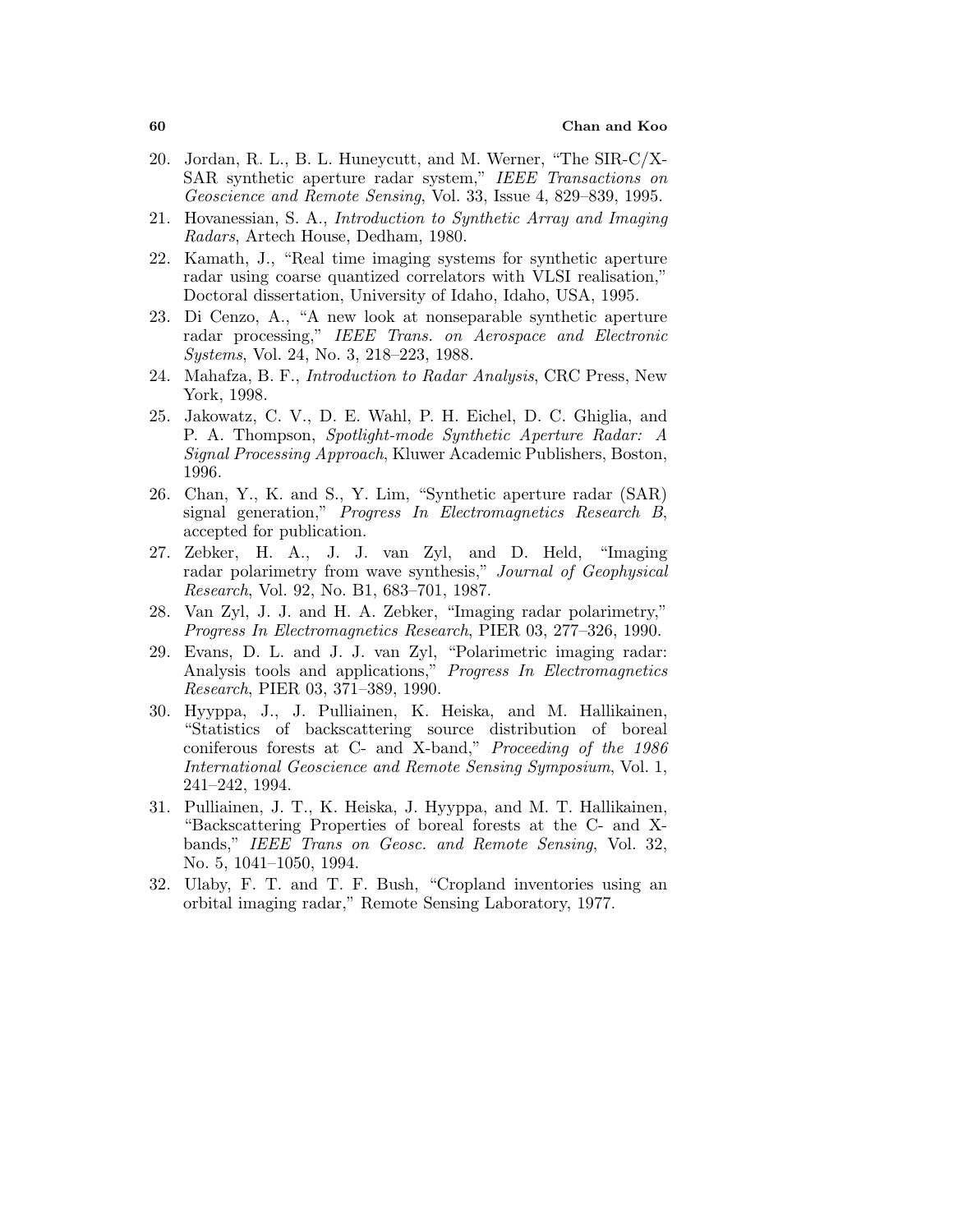20. Jordan, R. L., B. L. Huneycutt, and M. Werner, "The SIR-C/X-SAR synthetic aperture radar system," *IEEE Transactions on Geoscience and Remote Sensing*, Vol. 33, Issue 4, 829–839, 1995.
21. Hovanessian, S. A., *Introduction to Synthetic Array and Imaging Radars*, Artech House, Dedham, 1980.
22. Kamath, J., "Real time imaging systems for synthetic aperture radar using coarse quantized correlators with VLSI realisation," Doctoral dissertation, University of Idaho, Idaho, USA, 1995.
23. Di Cenzo, A., "A new look at nonseparable synthetic aperture radar processing," *IEEE Trans. on Aerospace and Electronic Systems*, Vol. 24, No. 3, 218–223, 1988.
24. Mahafza, B. F., *Introduction to Radar Analysis*, CRC Press, New York, 1998.
25. Jakowatz, C. V., D. E. Wahl, P. H. Eichel, D. C. Ghiglia, and P. A. Thompson, *Spotlight-mode Synthetic Aperture Radar: A Signal Processing Approach*, Kluwer Academic Publishers, Boston, 1996.
26. Chan, Y., K. and S., Y. Lim, "Synthetic aperture radar (SAR) signal generation," *Progress In Electromagnetics Research B*, accepted for publication.
27. Zebker, H. A., J. J. van Zyl, and D. Held, "Imaging radar polarimetry from wave synthesis," *Journal of Geophysical Research*, Vol. 92, No. B1, 683–701, 1987.
28. Van Zyl, J. J. and H. A. Zebker, "Imaging radar polarimetry," *Progress In Electromagnetics Research*, PIER 03, 277–326, 1990.
29. Evans, D. L. and J. J. van Zyl, "Polarimetric imaging radar: Analysis tools and applications," *Progress In Electromagnetics Research*, PIER 03, 371–389, 1990.
30. Hyyppa, J., J. Pulliainen, K. Heiska, and M. Hallikainen, "Statistics of backscattering source distribution of boreal coniferous forests at C- and X-band," *Proceeding of the 1986 International Geoscience and Remote Sensing Symposium*, Vol. 1, 241–242, 1994.
31. Pulliainen, J. T., K. Heiska, J. Hyyppa, and M. T. Hallikainen, "Backscattering Properties of boreal forests at the C- and X-bands," *IEEE Trans on Geosc. and Remote Sensing*, Vol. 32, No. 5, 1041–1050, 1994.
32. Ulaby, F. T. and T. F. Bush, "Cropland inventories using an orbital imaging radar," Remote Sensing Laboratory, 1977.